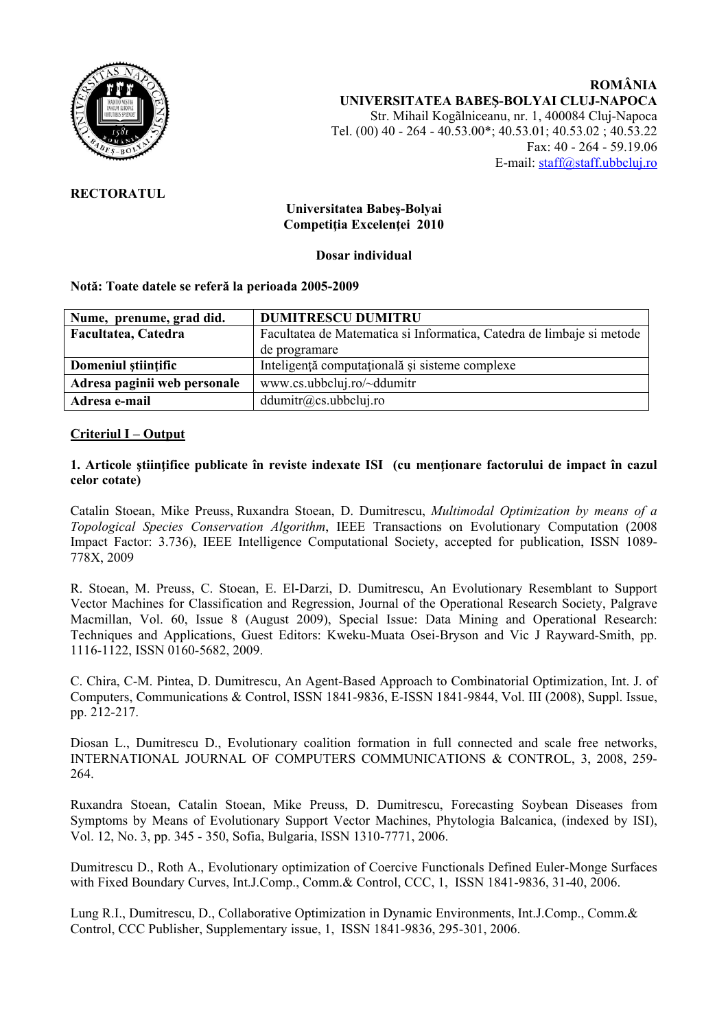**ROMÂNIA**
**UNIVERSITATEA BABEŞ-BOLYAI CLUJ-NAPOCA**
Str. Mihail Kogălniceanu, nr. 1, 400084 Cluj-Napoca
Tel. (00) 40 - 264 - 40.53.00*; 40.53.01; 40.53.02 ; 40.53.22
Fax: 40 - 264 - 59.19.06
E-mail: staff@staff.ubbcluj.ro

**RECTORATUL**

**Universitatea Babeş-Bolyai**
**Competiţia Excelenţei 2010**

**Dosar individual**

**Notă: Toate datele se referă la perioada 2005-2009**

| **Nume, prenume, grad did.** | **DUMITRESCU DUMITRU** |
|---|---|
| **Facultatea, Catedra** | Facultatea de Matematica si Informatica, Catedra de limbaje si metode de programare |
| **Domeniul ştiinţific** | Inteligenţă computaţională şi sisteme complexe |
| **Adresa paginii web personale** | www.cs.ubbcluj.ro/~ddumitr |
| **Adresa e-mail** | ddumitr@cs.ubbcluj.ro |

## Criteriul I – Output

**1. Articole ştiinţifice publicate în reviste indexate ISI (cu menţionare factorului de impact în cazul celor cotate)**

Catalin Stoean, Mike Preuss, Ruxandra Stoean, D. Dumitrescu, *Multimodal Optimization by means of a Topological Species Conservation Algorithm*, IEEE Transactions on Evolutionary Computation (2008 Impact Factor: 3.736), IEEE Intelligence Computational Society, accepted for publication, ISSN 1089-778X, 2009

R. Stoean, M. Preuss, C. Stoean, E. El-Darzi, D. Dumitrescu, An Evolutionary Resemblant to Support Vector Machines for Classification and Regression, Journal of the Operational Research Society, Palgrave Macmillan, Vol. 60, Issue 8 (August 2009), Special Issue: Data Mining and Operational Research: Techniques and Applications, Guest Editors: Kweku-Muata Osei-Bryson and Vic J Rayward-Smith, pp. 1116-1122, ISSN 0160-5682, 2009.

C. Chira, C-M. Pintea, D. Dumitrescu, An Agent-Based Approach to Combinatorial Optimization, Int. J. of Computers, Communications & Control, ISSN 1841-9836, E-ISSN 1841-9844, Vol. III (2008), Suppl. Issue, pp. 212-217.

Diosan L., Dumitrescu D., Evolutionary coalition formation in full connected and scale free networks, INTERNATIONAL JOURNAL OF COMPUTERS COMMUNICATIONS & CONTROL, 3, 2008, 259-264.

Ruxandra Stoean, Catalin Stoean, Mike Preuss, D. Dumitrescu, Forecasting Soybean Diseases from Symptoms by Means of Evolutionary Support Vector Machines, Phytologia Balcanica, (indexed by ISI), Vol. 12, No. 3, pp. 345 - 350, Sofia, Bulgaria, ISSN 1310-7771, 2006.

Dumitrescu D., Roth A., Evolutionary optimization of Coercive Functionals Defined Euler-Monge Surfaces with Fixed Boundary Curves, Int.J.Comp., Comm.& Control, CCC, 1, ISSN 1841-9836, 31-40, 2006.

Lung R.I., Dumitrescu, D., Collaborative Optimization in Dynamic Environments, Int.J.Comp., Comm.& Control, CCC Publisher, Supplementary issue, 1, ISSN 1841-9836, 295-301, 2006.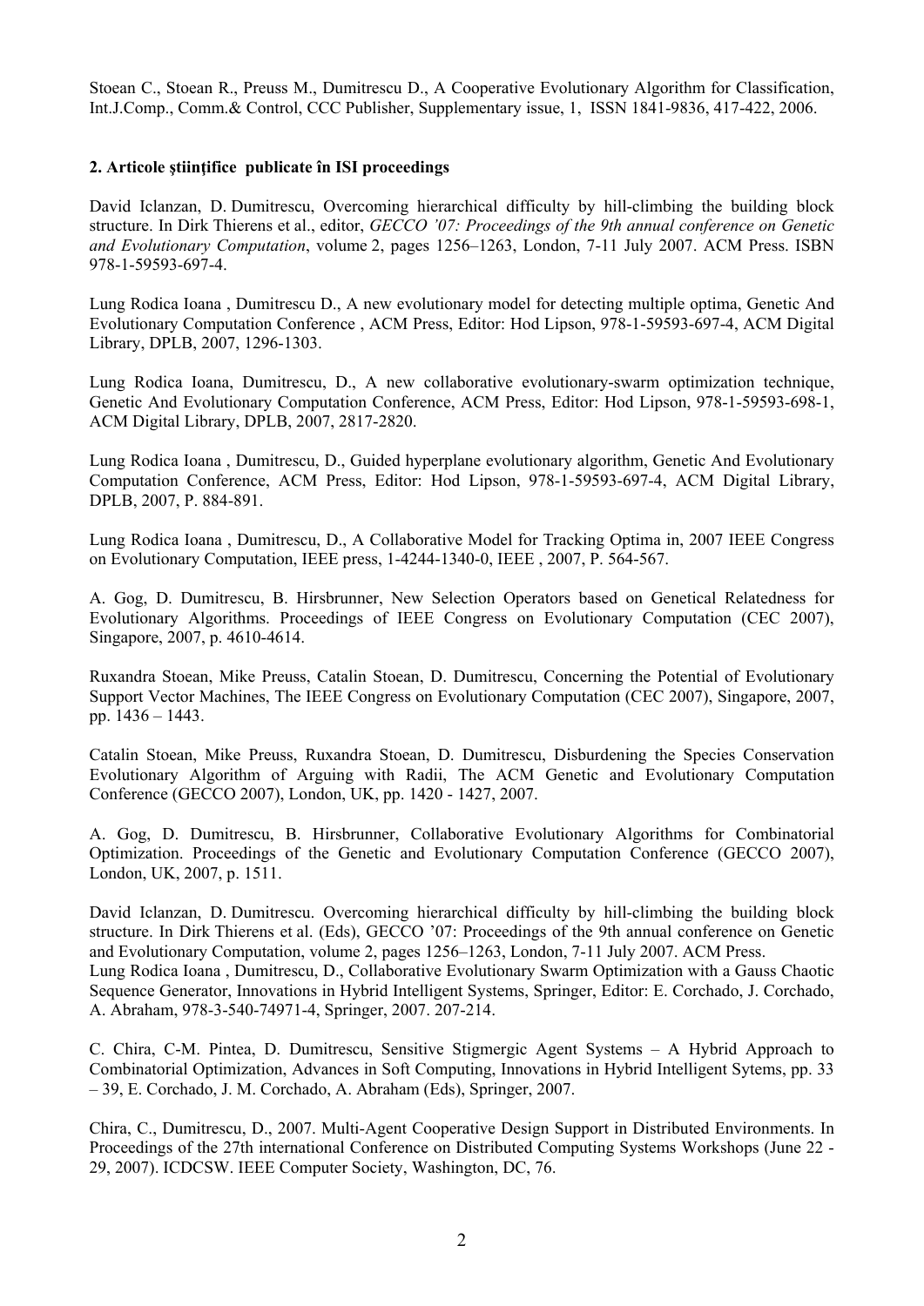Stoean C., Stoean R., Preuss M., Dumitrescu D., A Cooperative Evolutionary Algorithm for Classification, Int.J.Comp., Comm.& Control, CCC Publisher, Supplementary issue, 1, ISSN 1841-9836, 417-422, 2006.

**2. Articole științifice publicate în ISI proceedings**

David Iclanzan, D. Dumitrescu, Overcoming hierarchical difficulty by hill-climbing the building block structure. In Dirk Thierens et al., editor, *GECCO '07: Proceedings of the 9th annual conference on Genetic and Evolutionary Computation*, volume 2, pages 1256–1263, London, 7-11 July 2007. ACM Press. ISBN 978-1-59593-697-4.

Lung Rodica Ioana , Dumitrescu D., A new evolutionary model for detecting multiple optima, Genetic And Evolutionary Computation Conference , ACM Press, Editor: Hod Lipson, 978-1-59593-697-4, ACM Digital Library, DPLB, 2007, 1296-1303.

Lung Rodica Ioana, Dumitrescu, D., A new collaborative evolutionary-swarm optimization technique, Genetic And Evolutionary Computation Conference, ACM Press, Editor: Hod Lipson, 978-1-59593-698-1, ACM Digital Library, DPLB, 2007, 2817-2820.

Lung Rodica Ioana , Dumitrescu, D., Guided hyperplane evolutionary algorithm, Genetic And Evolutionary Computation Conference, ACM Press, Editor: Hod Lipson, 978-1-59593-697-4, ACM Digital Library, DPLB, 2007, P. 884-891.

Lung Rodica Ioana , Dumitrescu, D., A Collaborative Model for Tracking Optima in, 2007 IEEE Congress on Evolutionary Computation, IEEE press, 1-4244-1340-0, IEEE , 2007, P. 564-567.

A. Gog, D. Dumitrescu, B. Hirsbrunner, New Selection Operators based on Genetical Relatedness for Evolutionary Algorithms. Proceedings of IEEE Congress on Evolutionary Computation (CEC 2007), Singapore, 2007, p. 4610-4614.

Ruxandra Stoean, Mike Preuss, Catalin Stoean, D. Dumitrescu, Concerning the Potential of Evolutionary Support Vector Machines, The IEEE Congress on Evolutionary Computation (CEC 2007), Singapore, 2007, pp. 1436 – 1443.

Catalin Stoean, Mike Preuss, Ruxandra Stoean, D. Dumitrescu, Disburdening the Species Conservation Evolutionary Algorithm of Arguing with Radii, The ACM Genetic and Evolutionary Computation Conference (GECCO 2007), London, UK, pp. 1420 - 1427, 2007.

A. Gog, D. Dumitrescu, B. Hirsbrunner, Collaborative Evolutionary Algorithms for Combinatorial Optimization. Proceedings of the Genetic and Evolutionary Computation Conference (GECCO 2007), London, UK, 2007, p. 1511.

David Iclanzan, D. Dumitrescu. Overcoming hierarchical difficulty by hill-climbing the building block structure. In Dirk Thierens et al. (Eds), GECCO '07: Proceedings of the 9th annual conference on Genetic and Evolutionary Computation, volume 2, pages 1256–1263, London, 7-11 July 2007. ACM Press.
Lung Rodica Ioana , Dumitrescu, D., Collaborative Evolutionary Swarm Optimization with a Gauss Chaotic Sequence Generator, Innovations in Hybrid Intelligent Systems, Springer, Editor: E. Corchado, J. Corchado, A. Abraham, 978-3-540-74971-4, Springer, 2007. 207-214.

C. Chira, C-M. Pintea, D. Dumitrescu, Sensitive Stigmergic Agent Systems – A Hybrid Approach to Combinatorial Optimization, Advances in Soft Computing, Innovations in Hybrid Intelligent Sytems, pp. 33 – 39, E. Corchado, J. M. Corchado, A. Abraham (Eds), Springer, 2007.

Chira, C., Dumitrescu, D., 2007. Multi-Agent Cooperative Design Support in Distributed Environments. In Proceedings of the 27th international Conference on Distributed Computing Systems Workshops (June 22 - 29, 2007). ICDCSW. IEEE Computer Society, Washington, DC, 76.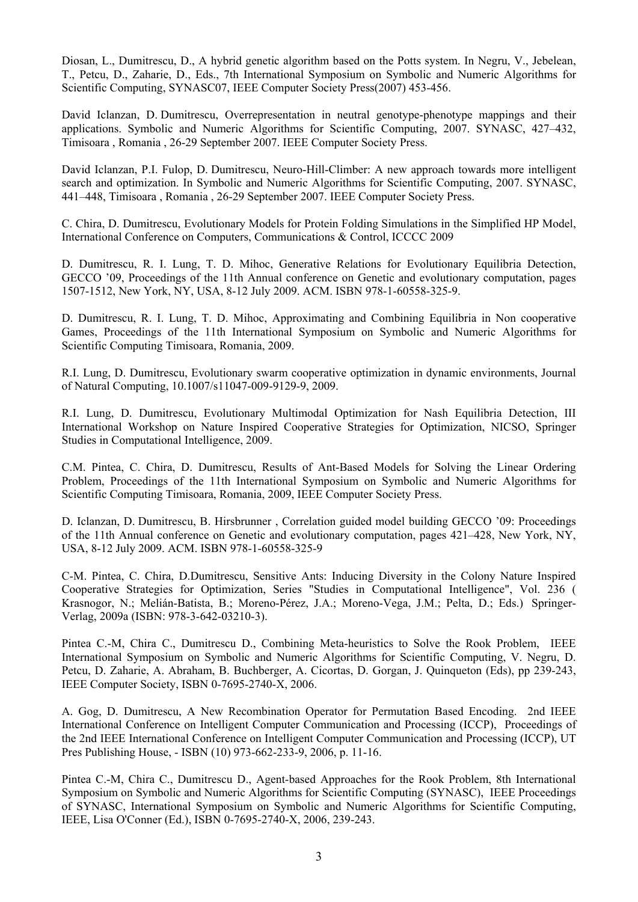Diosan, L., Dumitrescu, D., A hybrid genetic algorithm based on the Potts system. In Negru, V., Jebelean, T., Petcu, D., Zaharie, D., Eds., 7th International Symposium on Symbolic and Numeric Algorithms for Scientific Computing, SYNASC07, IEEE Computer Society Press(2007) 453-456.

David Iclanzan, D. Dumitrescu, Overrepresentation in neutral genotype-phenotype mappings and their applications. Symbolic and Numeric Algorithms for Scientific Computing, 2007. SYNASC, 427–432, Timisoara , Romania , 26-29 September 2007. IEEE Computer Society Press.

David Iclanzan, P.I. Fulop, D. Dumitrescu, Neuro-Hill-Climber: A new approach towards more intelligent search and optimization. In Symbolic and Numeric Algorithms for Scientific Computing, 2007. SYNASC, 441–448, Timisoara , Romania , 26-29 September 2007. IEEE Computer Society Press.

C. Chira, D. Dumitrescu, Evolutionary Models for Protein Folding Simulations in the Simplified HP Model, International Conference on Computers, Communications & Control, ICCCC 2009

D. Dumitrescu, R. I. Lung, T. D. Mihoc, Generative Relations for Evolutionary Equilibria Detection, GECCO '09, Proceedings of the 11th Annual conference on Genetic and evolutionary computation, pages 1507-1512, New York, NY, USA, 8-12 July 2009. ACM. ISBN 978-1-60558-325-9.

D. Dumitrescu, R. I. Lung, T. D. Mihoc, Approximating and Combining Equilibria in Non cooperative Games, Proceedings of the 11th International Symposium on Symbolic and Numeric Algorithms for Scientific Computing Timisoara, Romania, 2009.

R.I. Lung, D. Dumitrescu, Evolutionary swarm cooperative optimization in dynamic environments, Journal of Natural Computing, 10.1007/s11047-009-9129-9, 2009.

R.I. Lung, D. Dumitrescu, Evolutionary Multimodal Optimization for Nash Equilibria Detection, III International Workshop on Nature Inspired Cooperative Strategies for Optimization, NICSO, Springer Studies in Computational Intelligence, 2009.

C.M. Pintea, C. Chira, D. Dumitrescu, Results of Ant-Based Models for Solving the Linear Ordering Problem, Proceedings of the 11th International Symposium on Symbolic and Numeric Algorithms for Scientific Computing Timisoara, Romania, 2009, IEEE Computer Society Press.

D. Iclanzan, D. Dumitrescu, B. Hirsbrunner , Correlation guided model building GECCO '09: Proceedings of the 11th Annual conference on Genetic and evolutionary computation, pages 421–428, New York, NY, USA, 8-12 July 2009. ACM. ISBN 978-1-60558-325-9

C-M. Pintea, C. Chira, D.Dumitrescu, Sensitive Ants: Inducing Diversity in the Colony Nature Inspired Cooperative Strategies for Optimization, Series "Studies in Computational Intelligence", Vol. 236 ( Krasnogor, N.; Melián-Batista, B.; Moreno-Pérez, J.A.; Moreno-Vega, J.M.; Pelta, D.; Eds.) Springer-Verlag, 2009a (ISBN: 978-3-642-03210-3).

Pintea C.-M, Chira C., Dumitrescu D., Combining Meta-heuristics to Solve the Rook Problem, IEEE International Symposium on Symbolic and Numeric Algorithms for Scientific Computing, V. Negru, D. Petcu, D. Zaharie, A. Abraham, B. Buchberger, A. Cicortas, D. Gorgan, J. Quinqueton (Eds), pp 239-243, IEEE Computer Society, ISBN 0-7695-2740-X, 2006.

A. Gog, D. Dumitrescu, A New Recombination Operator for Permutation Based Encoding. 2nd IEEE International Conference on Intelligent Computer Communication and Processing (ICCP), Proceedings of the 2nd IEEE International Conference on Intelligent Computer Communication and Processing (ICCP), UT Pres Publishing House, - ISBN (10) 973-662-233-9, 2006, p. 11-16.

Pintea C.-M, Chira C., Dumitrescu D., Agent-based Approaches for the Rook Problem, 8th International Symposium on Symbolic and Numeric Algorithms for Scientific Computing (SYNASC), IEEE Proceedings of SYNASC, International Symposium on Symbolic and Numeric Algorithms for Scientific Computing, IEEE, Lisa O'Conner (Ed.), ISBN 0-7695-2740-X, 2006, 239-243.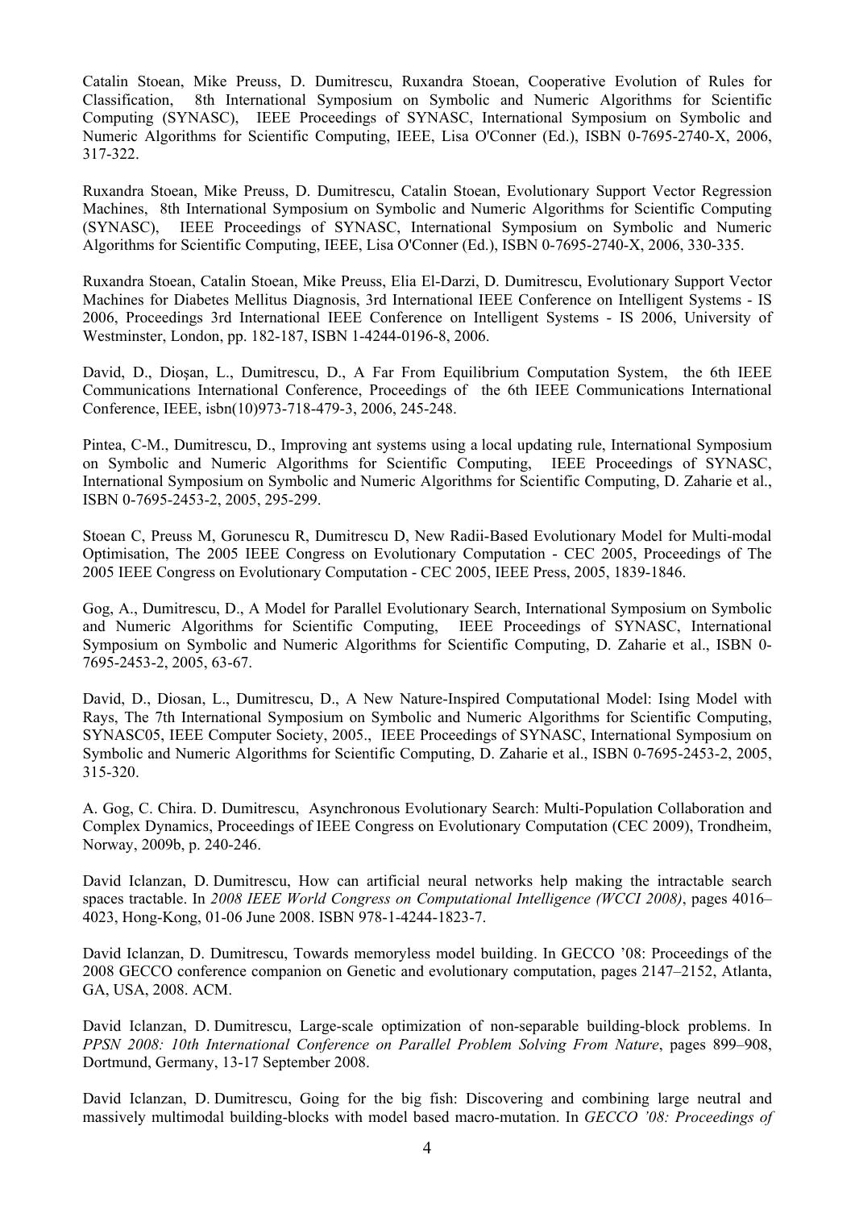Catalin Stoean, Mike Preuss, D. Dumitrescu, Ruxandra Stoean, Cooperative Evolution of Rules for Classification, 8th International Symposium on Symbolic and Numeric Algorithms for Scientific Computing (SYNASC), IEEE Proceedings of SYNASC, International Symposium on Symbolic and Numeric Algorithms for Scientific Computing, IEEE, Lisa O'Conner (Ed.), ISBN 0-7695-2740-X, 2006, 317-322.

Ruxandra Stoean, Mike Preuss, D. Dumitrescu, Catalin Stoean, Evolutionary Support Vector Regression Machines, 8th International Symposium on Symbolic and Numeric Algorithms for Scientific Computing (SYNASC), IEEE Proceedings of SYNASC, International Symposium on Symbolic and Numeric Algorithms for Scientific Computing, IEEE, Lisa O'Conner (Ed.), ISBN 0-7695-2740-X, 2006, 330-335.

Ruxandra Stoean, Catalin Stoean, Mike Preuss, Elia El-Darzi, D. Dumitrescu, Evolutionary Support Vector Machines for Diabetes Mellitus Diagnosis, 3rd International IEEE Conference on Intelligent Systems - IS 2006, Proceedings 3rd International IEEE Conference on Intelligent Systems - IS 2006, University of Westminster, London, pp. 182-187, ISBN 1-4244-0196-8, 2006.

David, D., Dioşan, L., Dumitrescu, D., A Far From Equilibrium Computation System, the 6th IEEE Communications International Conference, Proceedings of the 6th IEEE Communications International Conference, IEEE, isbn(10)973-718-479-3, 2006, 245-248.

Pintea, C-M., Dumitrescu, D., Improving ant systems using a local updating rule, International Symposium on Symbolic and Numeric Algorithms for Scientific Computing, IEEE Proceedings of SYNASC, International Symposium on Symbolic and Numeric Algorithms for Scientific Computing, D. Zaharie et al., ISBN 0-7695-2453-2, 2005, 295-299.

Stoean C, Preuss M, Gorunescu R, Dumitrescu D, New Radii-Based Evolutionary Model for Multi-modal Optimisation, The 2005 IEEE Congress on Evolutionary Computation - CEC 2005, Proceedings of The 2005 IEEE Congress on Evolutionary Computation - CEC 2005, IEEE Press, 2005, 1839-1846.

Gog, A., Dumitrescu, D., A Model for Parallel Evolutionary Search, International Symposium on Symbolic and Numeric Algorithms for Scientific Computing, IEEE Proceedings of SYNASC, International Symposium on Symbolic and Numeric Algorithms for Scientific Computing, D. Zaharie et al., ISBN 0-7695-2453-2, 2005, 63-67.

David, D., Diosan, L., Dumitrescu, D., A New Nature-Inspired Computational Model: Ising Model with Rays, The 7th International Symposium on Symbolic and Numeric Algorithms for Scientific Computing, SYNASC05, IEEE Computer Society, 2005., IEEE Proceedings of SYNASC, International Symposium on Symbolic and Numeric Algorithms for Scientific Computing, D. Zaharie et al., ISBN 0-7695-2453-2, 2005, 315-320.

A. Gog, C. Chira. D. Dumitrescu, Asynchronous Evolutionary Search: Multi-Population Collaboration and Complex Dynamics, Proceedings of IEEE Congress on Evolutionary Computation (CEC 2009), Trondheim, Norway, 2009b, p. 240-246.

David Iclanzan, D. Dumitrescu, How can artificial neural networks help making the intractable search spaces tractable. In *2008 IEEE World Congress on Computational Intelligence (WCCI 2008)*, pages 4016–4023, Hong-Kong, 01-06 June 2008. ISBN 978-1-4244-1823-7.

David Iclanzan, D. Dumitrescu, Towards memoryless model building. In GECCO '08: Proceedings of the 2008 GECCO conference companion on Genetic and evolutionary computation, pages 2147–2152, Atlanta, GA, USA, 2008. ACM.

David Iclanzan, D. Dumitrescu, Large-scale optimization of non-separable building-block problems. In *PPSN 2008: 10th International Conference on Parallel Problem Solving From Nature*, pages 899–908, Dortmund, Germany, 13-17 September 2008.

David Iclanzan, D. Dumitrescu, Going for the big fish: Discovering and combining large neutral and massively multimodal building-blocks with model based macro-mutation. In *GECCO '08: Proceedings of*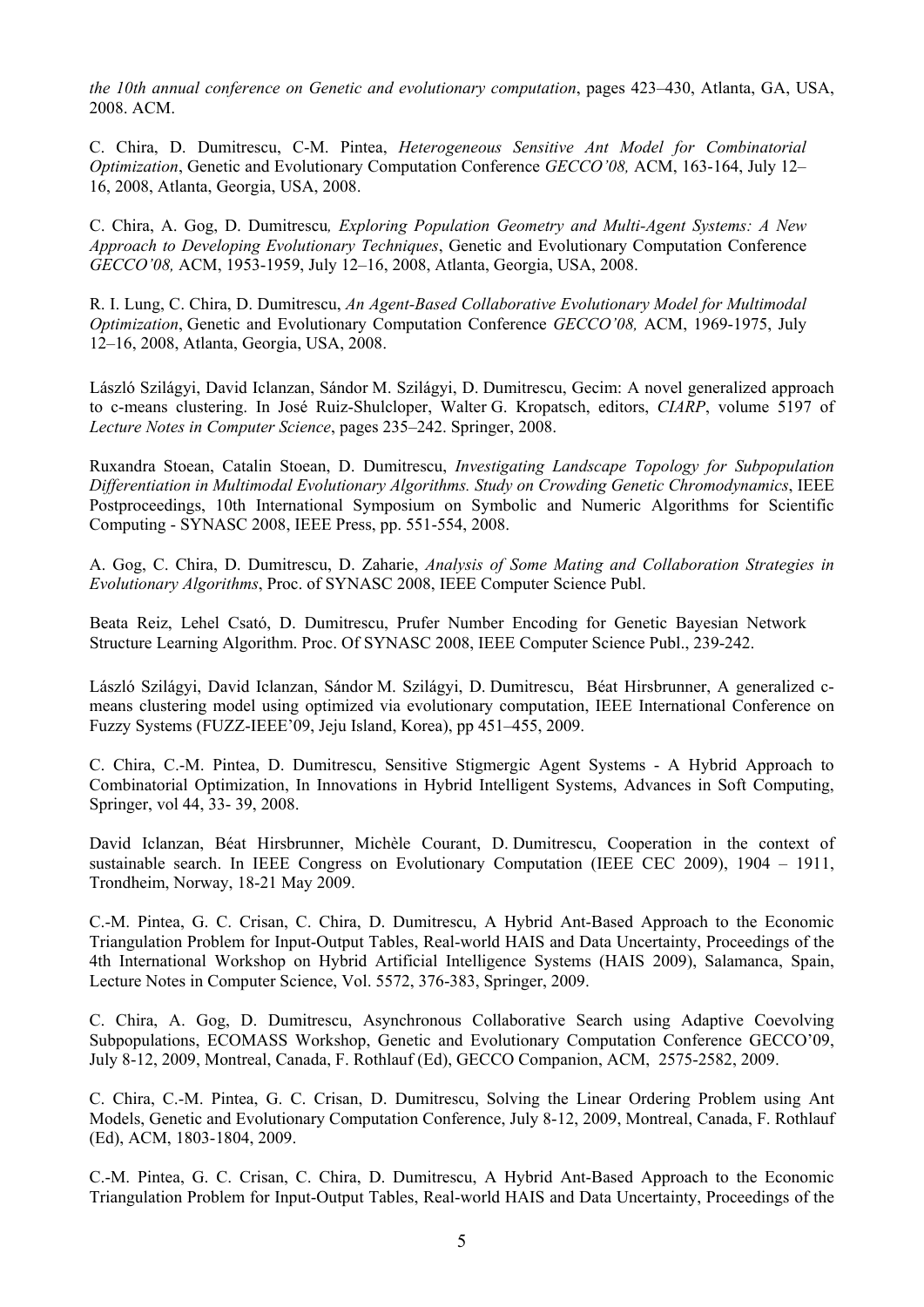*the 10th annual conference on Genetic and evolutionary computation*, pages 423–430, Atlanta, GA, USA, 2008. ACM.

C. Chira, D. Dumitrescu, C-M. Pintea, *Heterogeneous Sensitive Ant Model for Combinatorial Optimization*, Genetic and Evolutionary Computation Conference *GECCO'08,* ACM, 163-164, July 12–16, 2008, Atlanta, Georgia, USA, 2008.

C. Chira, A. Gog, D. Dumitrescu*, Exploring Population Geometry and Multi-Agent Systems: A New Approach to Developing Evolutionary Techniques*, Genetic and Evolutionary Computation Conference *GECCO'08,* ACM, 1953-1959, July 12–16, 2008, Atlanta, Georgia, USA, 2008.

R. I. Lung, C. Chira, D. Dumitrescu, *An Agent-Based Collaborative Evolutionary Model for Multimodal Optimization*, Genetic and Evolutionary Computation Conference *GECCO'08,* ACM, 1969-1975, July 12–16, 2008, Atlanta, Georgia, USA, 2008.

László Szilágyi, David Iclanzan, Sándor M. Szilágyi, D. Dumitrescu, Gecim: A novel generalized approach to c-means clustering. In José Ruiz-Shulcloper, Walter G. Kropatsch, editors, *CIARP*, volume 5197 of *Lecture Notes in Computer Science*, pages 235–242. Springer, 2008.

Ruxandra Stoean, Catalin Stoean, D. Dumitrescu, *Investigating Landscape Topology for Subpopulation Differentiation in Multimodal Evolutionary Algorithms. Study on Crowding Genetic Chromodynamics*, IEEE Postproceedings, 10th International Symposium on Symbolic and Numeric Algorithms for Scientific Computing - SYNASC 2008, IEEE Press, pp. 551-554, 2008.

A. Gog, C. Chira, D. Dumitrescu, D. Zaharie, *Analysis of Some Mating and Collaboration Strategies in Evolutionary Algorithms*, Proc. of SYNASC 2008, IEEE Computer Science Publ.

Beata Reiz, Lehel Csató, D. Dumitrescu, Prufer Number Encoding for Genetic Bayesian Network Structure Learning Algorithm. Proc. Of SYNASC 2008, IEEE Computer Science Publ., 239-242.

László Szilágyi, David Iclanzan, Sándor M. Szilágyi, D. Dumitrescu, Béat Hirsbrunner, A generalized c-means clustering model using optimized via evolutionary computation, IEEE International Conference on Fuzzy Systems (FUZZ-IEEE'09, Jeju Island, Korea), pp 451–455, 2009.

C. Chira, C.-M. Pintea, D. Dumitrescu, Sensitive Stigmergic Agent Systems - A Hybrid Approach to Combinatorial Optimization, In Innovations in Hybrid Intelligent Systems, Advances in Soft Computing, Springer, vol 44, 33- 39, 2008.

David Iclanzan, Béat Hirsbrunner, Michèle Courant, D. Dumitrescu, Cooperation in the context of sustainable search. In IEEE Congress on Evolutionary Computation (IEEE CEC 2009), 1904 – 1911, Trondheim, Norway, 18-21 May 2009.

C.-M. Pintea, G. C. Crisan, C. Chira, D. Dumitrescu, A Hybrid Ant-Based Approach to the Economic Triangulation Problem for Input-Output Tables, Real-world HAIS and Data Uncertainty, Proceedings of the 4th International Workshop on Hybrid Artificial Intelligence Systems (HAIS 2009), Salamanca, Spain, Lecture Notes in Computer Science, Vol. 5572, 376-383, Springer, 2009.

C. Chira, A. Gog, D. Dumitrescu, Asynchronous Collaborative Search using Adaptive Coevolving Subpopulations, ECOMASS Workshop, Genetic and Evolutionary Computation Conference GECCO'09, July 8-12, 2009, Montreal, Canada, F. Rothlauf (Ed), GECCO Companion, ACM, 2575-2582, 2009.

C. Chira, C.-M. Pintea, G. C. Crisan, D. Dumitrescu, Solving the Linear Ordering Problem using Ant Models, Genetic and Evolutionary Computation Conference, July 8-12, 2009, Montreal, Canada, F. Rothlauf (Ed), ACM, 1803-1804, 2009.

C.-M. Pintea, G. C. Crisan, C. Chira, D. Dumitrescu, A Hybrid Ant-Based Approach to the Economic Triangulation Problem for Input-Output Tables, Real-world HAIS and Data Uncertainty, Proceedings of the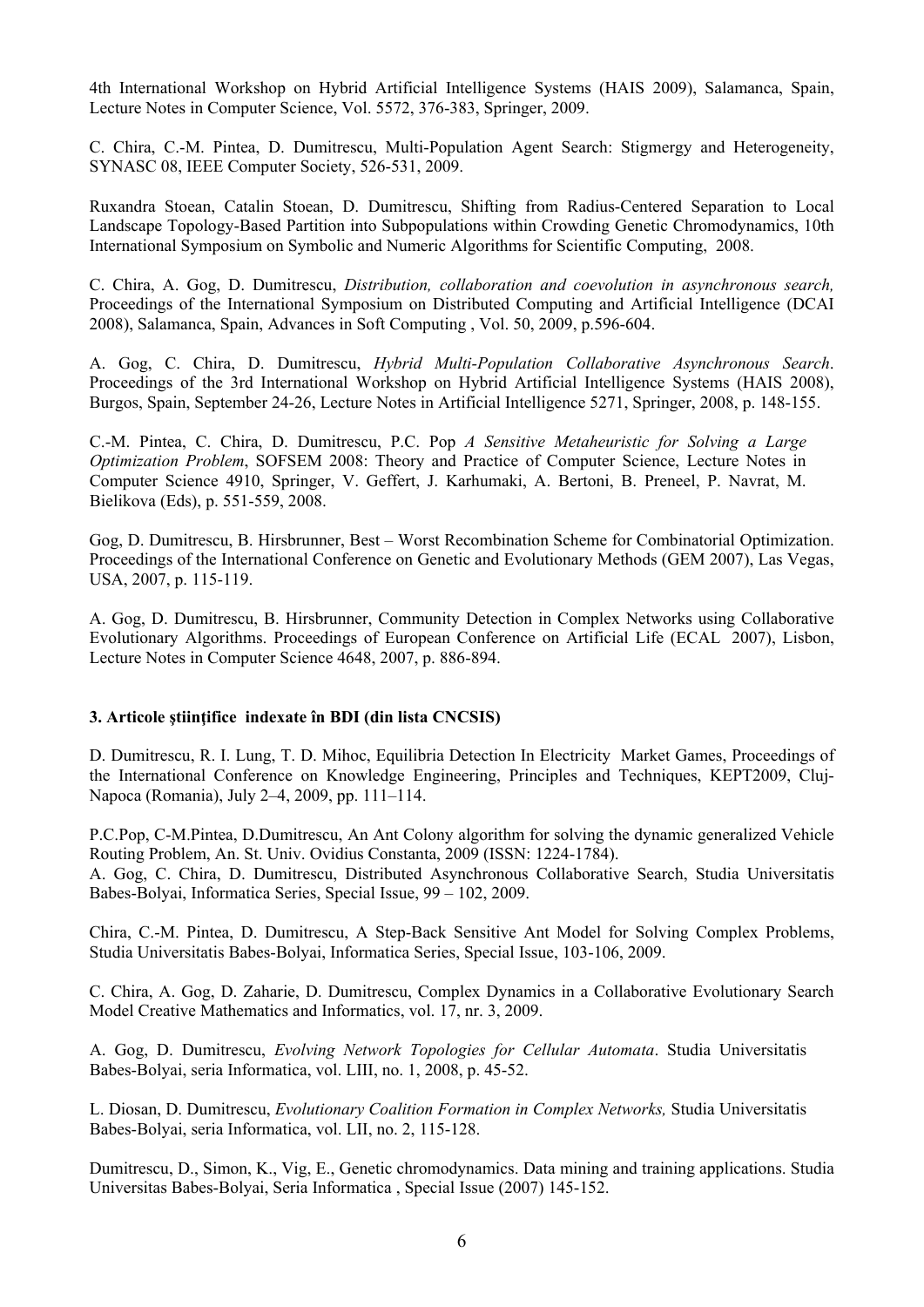4th International Workshop on Hybrid Artificial Intelligence Systems (HAIS 2009), Salamanca, Spain, Lecture Notes in Computer Science, Vol. 5572, 376-383, Springer, 2009.

C. Chira, C.-M. Pintea, D. Dumitrescu, Multi-Population Agent Search: Stigmergy and Heterogeneity, SYNASC 08, IEEE Computer Society, 526-531, 2009.

Ruxandra Stoean, Catalin Stoean, D. Dumitrescu, Shifting from Radius-Centered Separation to Local Landscape Topology-Based Partition into Subpopulations within Crowding Genetic Chromodynamics, 10th International Symposium on Symbolic and Numeric Algorithms for Scientific Computing, 2008.

C. Chira, A. Gog, D. Dumitrescu, *Distribution, collaboration and coevolution in asynchronous search,* Proceedings of the International Symposium on Distributed Computing and Artificial Intelligence (DCAI 2008), Salamanca, Spain, Advances in Soft Computing , Vol. 50, 2009, p.596-604.

A. Gog, C. Chira, D. Dumitrescu, *Hybrid Multi-Population Collaborative Asynchronous Search*. Proceedings of the 3rd International Workshop on Hybrid Artificial Intelligence Systems (HAIS 2008), Burgos, Spain, September 24-26, Lecture Notes in Artificial Intelligence 5271, Springer, 2008, p. 148-155.

C.-M. Pintea, C. Chira, D. Dumitrescu, P.C. Pop *A Sensitive Metaheuristic for Solving a Large Optimization Problem*, SOFSEM 2008: Theory and Practice of Computer Science, Lecture Notes in Computer Science 4910, Springer, V. Geffert, J. Karhumaki, A. Bertoni, B. Preneel, P. Navrat, M. Bielikova (Eds), p. 551-559, 2008.

Gog, D. Dumitrescu, B. Hirsbrunner, Best – Worst Recombination Scheme for Combinatorial Optimization. Proceedings of the International Conference on Genetic and Evolutionary Methods (GEM 2007), Las Vegas, USA, 2007, p. 115-119.

A. Gog, D. Dumitrescu, B. Hirsbrunner, Community Detection in Complex Networks using Collaborative Evolutionary Algorithms. Proceedings of European Conference on Artificial Life (ECAL 2007), Lisbon, Lecture Notes in Computer Science 4648, 2007, p. 886-894.

**3. Articole științifice indexate în BDI (din lista CNCSIS)**

D. Dumitrescu, R. I. Lung, T. D. Mihoc, Equilibria Detection In Electricity Market Games, Proceedings of the International Conference on Knowledge Engineering, Principles and Techniques, KEPT2009, Cluj-Napoca (Romania), July 2–4, 2009, pp. 111–114.

P.C.Pop, C-M.Pintea, D.Dumitrescu, An Ant Colony algorithm for solving the dynamic generalized Vehicle Routing Problem, An. St. Univ. Ovidius Constanta, 2009 (ISSN: 1224-1784).
A. Gog, C. Chira, D. Dumitrescu, Distributed Asynchronous Collaborative Search, Studia Universitatis Babes-Bolyai, Informatica Series, Special Issue, 99 – 102, 2009.

Chira, C.-M. Pintea, D. Dumitrescu, A Step-Back Sensitive Ant Model for Solving Complex Problems, Studia Universitatis Babes-Bolyai, Informatica Series, Special Issue, 103-106, 2009.

C. Chira, A. Gog, D. Zaharie, D. Dumitrescu, Complex Dynamics in a Collaborative Evolutionary Search Model Creative Mathematics and Informatics, vol. 17, nr. 3, 2009.

A. Gog, D. Dumitrescu, *Evolving Network Topologies for Cellular Automata*. Studia Universitatis Babes-Bolyai, seria Informatica, vol. LIII, no. 1, 2008, p. 45-52.

L. Diosan, D. Dumitrescu, *Evolutionary Coalition Formation in Complex Networks,* Studia Universitatis Babes-Bolyai, seria Informatica, vol. LII, no. 2, 115-128.

Dumitrescu, D., Simon, K., Vig, E., Genetic chromodynamics. Data mining and training applications. Studia Universitas Babes-Bolyai, Seria Informatica , Special Issue (2007) 145-152.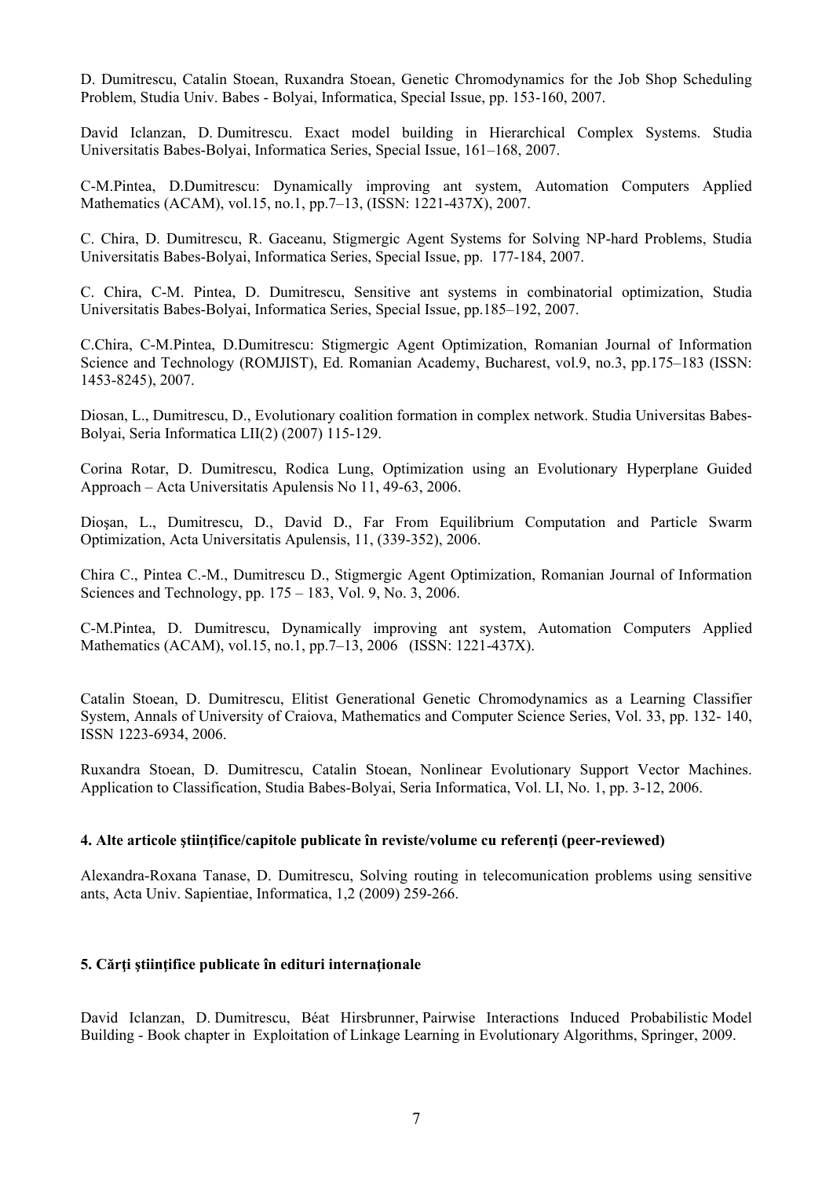D. Dumitrescu, Catalin Stoean, Ruxandra Stoean, Genetic Chromodynamics for the Job Shop Scheduling Problem, Studia Univ. Babes - Bolyai, Informatica, Special Issue, pp. 153-160, 2007.

David Iclanzan, D. Dumitrescu. Exact model building in Hierarchical Complex Systems. Studia Universitatis Babes-Bolyai, Informatica Series, Special Issue, 161–168, 2007.

C-M.Pintea, D.Dumitrescu: Dynamically improving ant system, Automation Computers Applied Mathematics (ACAM), vol.15, no.1, pp.7–13, (ISSN: 1221-437X), 2007.

C. Chira, D. Dumitrescu, R. Gaceanu, Stigmergic Agent Systems for Solving NP-hard Problems, Studia Universitatis Babes-Bolyai, Informatica Series, Special Issue, pp. 177-184, 2007.

C. Chira, C-M. Pintea, D. Dumitrescu, Sensitive ant systems in combinatorial optimization, Studia Universitatis Babes-Bolyai, Informatica Series, Special Issue, pp.185–192, 2007.

C.Chira, C-M.Pintea, D.Dumitrescu: Stigmergic Agent Optimization, Romanian Journal of Information Science and Technology (ROMJIST), Ed. Romanian Academy, Bucharest, vol.9, no.3, pp.175–183 (ISSN: 1453-8245), 2007.

Diosan, L., Dumitrescu, D., Evolutionary coalition formation in complex network. Studia Universitas Babes-Bolyai, Seria Informatica LII(2) (2007) 115-129.

Corina Rotar, D. Dumitrescu, Rodica Lung, Optimization using an Evolutionary Hyperplane Guided Approach – Acta Universitatis Apulensis No 11, 49-63, 2006.

Dioşan, L., Dumitrescu, D., David D., Far From Equilibrium Computation and Particle Swarm Optimization, Acta Universitatis Apulensis, 11, (339-352), 2006.

Chira C., Pintea C.-M., Dumitrescu D., Stigmergic Agent Optimization, Romanian Journal of Information Sciences and Technology, pp. 175 – 183, Vol. 9, No. 3, 2006.

C-M.Pintea, D. Dumitrescu, Dynamically improving ant system, Automation Computers Applied Mathematics (ACAM), vol.15, no.1, pp.7–13, 2006 (ISSN: 1221-437X).

Catalin Stoean, D. Dumitrescu, Elitist Generational Genetic Chromodynamics as a Learning Classifier System, Annals of University of Craiova, Mathematics and Computer Science Series, Vol. 33, pp. 132- 140, ISSN 1223-6934, 2006.

Ruxandra Stoean, D. Dumitrescu, Catalin Stoean, Nonlinear Evolutionary Support Vector Machines. Application to Classification, Studia Babes-Bolyai, Seria Informatica, Vol. LI, No. 1, pp. 3-12, 2006.

**4. Alte articole ştiinţifice/capitole publicate în reviste/volume cu referenţi (peer-reviewed)**

Alexandra-Roxana Tanase, D. Dumitrescu, Solving routing in telecomunication problems using sensitive ants, Acta Univ. Sapientiae, Informatica, 1,2 (2009) 259-266.

**5. Cărţi ştiinţifice publicate în edituri internaţionale**

David Iclanzan, D. Dumitrescu, Béat Hirsbrunner, Pairwise Interactions Induced Probabilistic Model Building - Book chapter in Exploitation of Linkage Learning in Evolutionary Algorithms, Springer, 2009.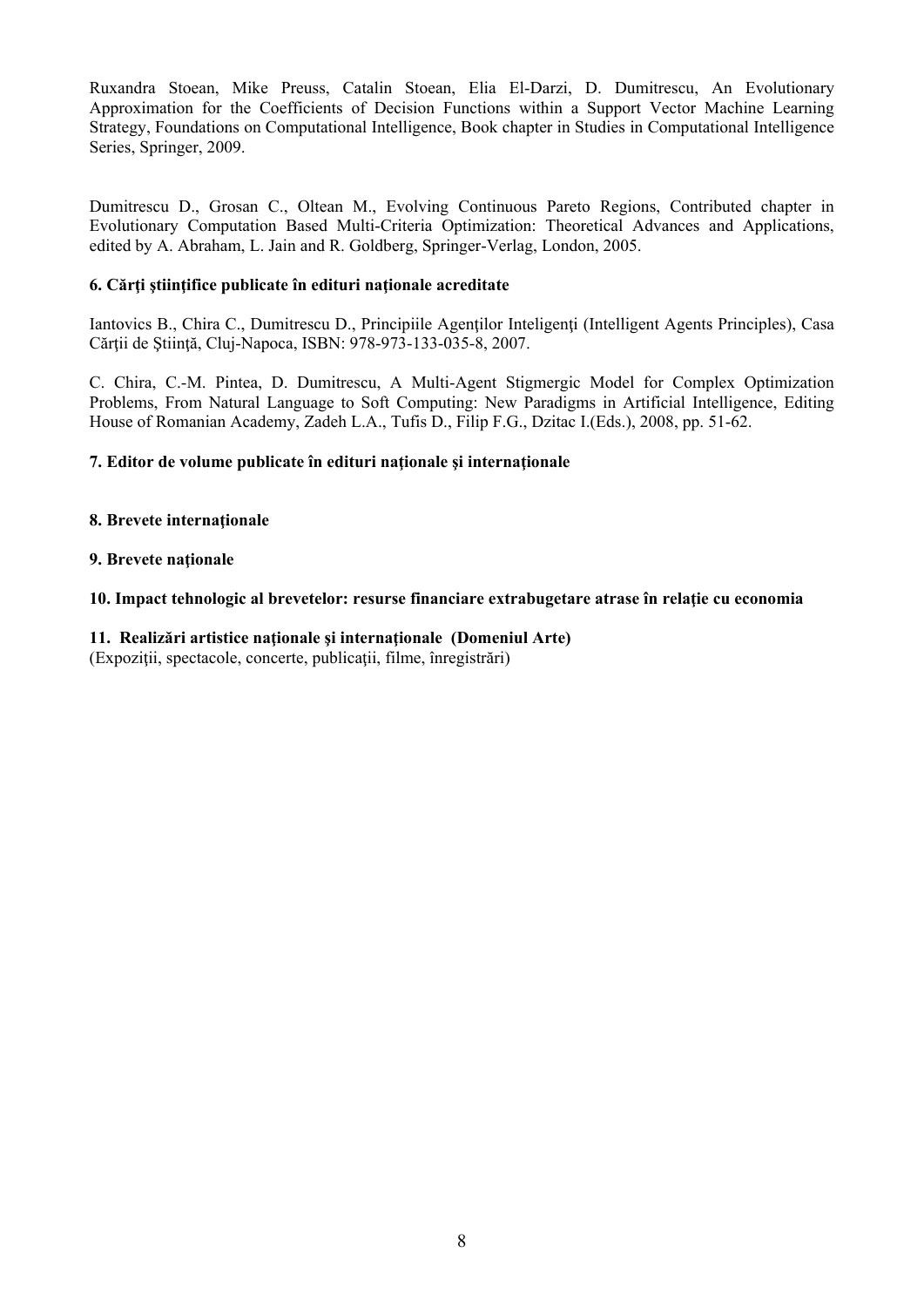Ruxandra Stoean, Mike Preuss, Catalin Stoean, Elia El-Darzi, D. Dumitrescu, An Evolutionary Approximation for the Coefficients of Decision Functions within a Support Vector Machine Learning Strategy, Foundations on Computational Intelligence, Book chapter in Studies in Computational Intelligence Series, Springer, 2009.

Dumitrescu D., Grosan C., Oltean M., Evolving Continuous Pareto Regions, Contributed chapter in Evolutionary Computation Based Multi-Criteria Optimization: Theoretical Advances and Applications, edited by A. Abraham, L. Jain and R. Goldberg, Springer-Verlag, London, 2005.

**6. Cărţi ştiinţifice publicate în edituri naţionale acreditate**

Iantovics B., Chira C., Dumitrescu D., Principiile Agenţilor Inteligenţi (Intelligent Agents Principles), Casa Cărţii de Ştiinţă, Cluj-Napoca, ISBN: 978-973-133-035-8, 2007.

C. Chira, C.-M. Pintea, D. Dumitrescu, A Multi-Agent Stigmergic Model for Complex Optimization Problems, From Natural Language to Soft Computing: New Paradigms in Artificial Intelligence, Editing House of Romanian Academy, Zadeh L.A., Tufis D., Filip F.G., Dzitac I.(Eds.), 2008, pp. 51-62.

**7. Editor de volume publicate în edituri naţionale şi internaţionale**

**8. Brevete internaţionale**

**9. Brevete naţionale**

**10. Impact tehnologic al brevetelor: resurse financiare extrabugetare atrase în relaţie cu economia**

**11. Realizări artistice naţionale şi internaţionale (Domeniul Arte)**
(Expoziţii, spectacole, concerte, publicaţii, filme, înregistrări)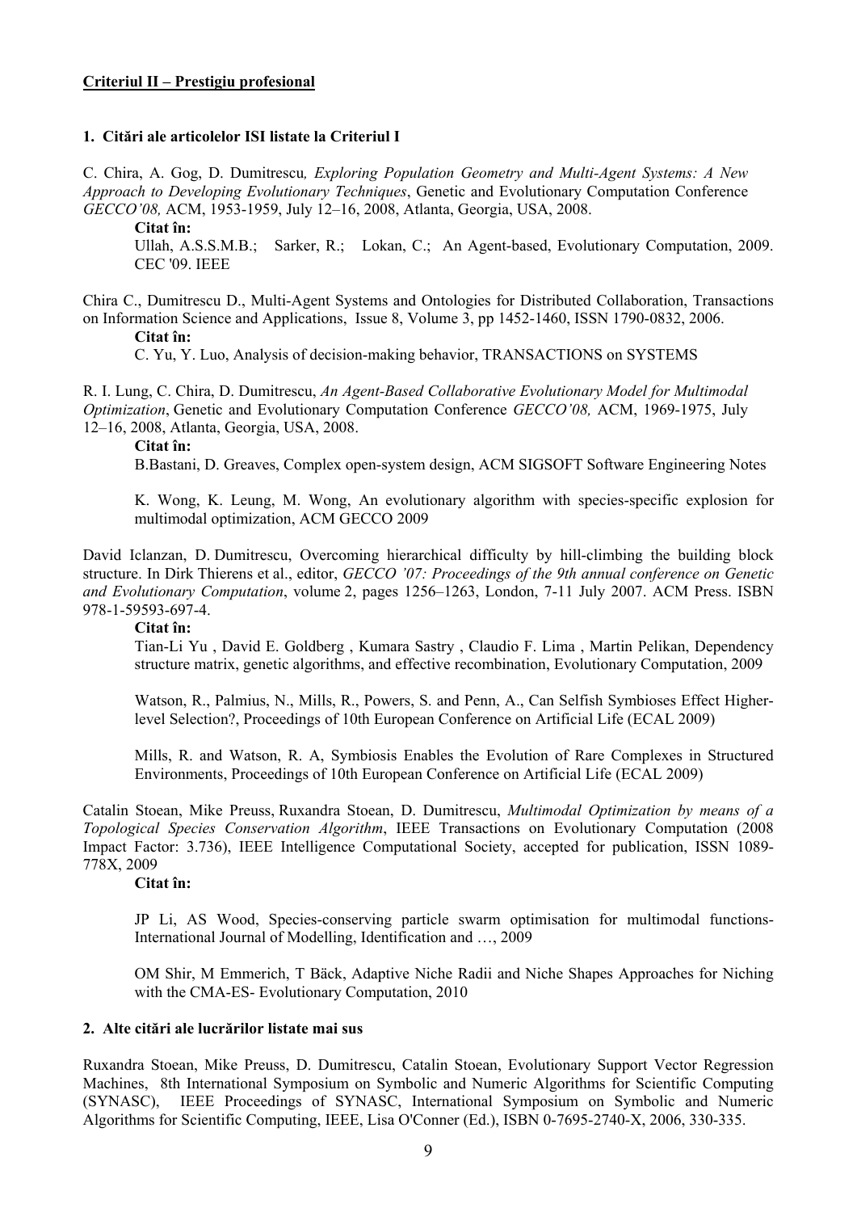**Criteriul II – Prestigiu profesional**

**1. Citări ale articolelor ISI listate la Criteriul I**

C. Chira, A. Gog, D. Dumitrescu*, Exploring Population Geometry and Multi-Agent Systems: A New Approach to Developing Evolutionary Techniques*, Genetic and Evolutionary Computation Conference *GECCO'08,* ACM, 1953-1959, July 12–16, 2008, Atlanta, Georgia, USA, 2008.

**Citat în:**

Ullah, A.S.S.M.B.; Sarker, R.; Lokan, C.; An Agent-based, Evolutionary Computation, 2009. CEC '09. IEEE

Chira C., Dumitrescu D., Multi-Agent Systems and Ontologies for Distributed Collaboration, Transactions on Information Science and Applications, Issue 8, Volume 3, pp 1452-1460, ISSN 1790-0832, 2006.

**Citat în:**

C. Yu, Y. Luo, Analysis of decision-making behavior, TRANSACTIONS on SYSTEMS

R. I. Lung, C. Chira, D. Dumitrescu, *An Agent-Based Collaborative Evolutionary Model for Multimodal Optimization*, Genetic and Evolutionary Computation Conference *GECCO'08,* ACM, 1969-1975, July 12–16, 2008, Atlanta, Georgia, USA, 2008.

**Citat în:**

B.Bastani, D. Greaves, Complex open-system design, ACM SIGSOFT Software Engineering Notes

K. Wong, K. Leung, M. Wong, An evolutionary algorithm with species-specific explosion for multimodal optimization, ACM GECCO 2009

David Iclanzan, D. Dumitrescu, Overcoming hierarchical difficulty by hill-climbing the building block structure. In Dirk Thierens et al., editor, *GECCO '07: Proceedings of the 9th annual conference on Genetic and Evolutionary Computation*, volume 2, pages 1256–1263, London, 7-11 July 2007. ACM Press. ISBN 978-1-59593-697-4.

**Citat în:**

Tian-Li Yu , David E. Goldberg , Kumara Sastry , Claudio F. Lima , Martin Pelikan, Dependency structure matrix, genetic algorithms, and effective recombination, Evolutionary Computation, 2009

Watson, R., Palmius, N., Mills, R., Powers, S. and Penn, A., Can Selfish Symbioses Effect Higher-level Selection?, Proceedings of 10th European Conference on Artificial Life (ECAL 2009)

Mills, R. and Watson, R. A, Symbiosis Enables the Evolution of Rare Complexes in Structured Environments, Proceedings of 10th European Conference on Artificial Life (ECAL 2009)

Catalin Stoean, Mike Preuss, Ruxandra Stoean, D. Dumitrescu, *Multimodal Optimization by means of a Topological Species Conservation Algorithm*, IEEE Transactions on Evolutionary Computation (2008 Impact Factor: 3.736), IEEE Intelligence Computational Society, accepted for publication, ISSN 1089-778X, 2009

**Citat în:**

JP Li, AS Wood, Species-conserving particle swarm optimisation for multimodal functions- International Journal of Modelling, Identification and …, 2009

OM Shir, M Emmerich, T Bäck, Adaptive Niche Radii and Niche Shapes Approaches for Niching with the CMA-ES- Evolutionary Computation, 2010

**2. Alte citări ale lucrărilor listate mai sus**

Ruxandra Stoean, Mike Preuss, D. Dumitrescu, Catalin Stoean, Evolutionary Support Vector Regression Machines, 8th International Symposium on Symbolic and Numeric Algorithms for Scientific Computing (SYNASC), IEEE Proceedings of SYNASC, International Symposium on Symbolic and Numeric Algorithms for Scientific Computing, IEEE, Lisa O'Conner (Ed.), ISBN 0-7695-2740-X, 2006, 330-335.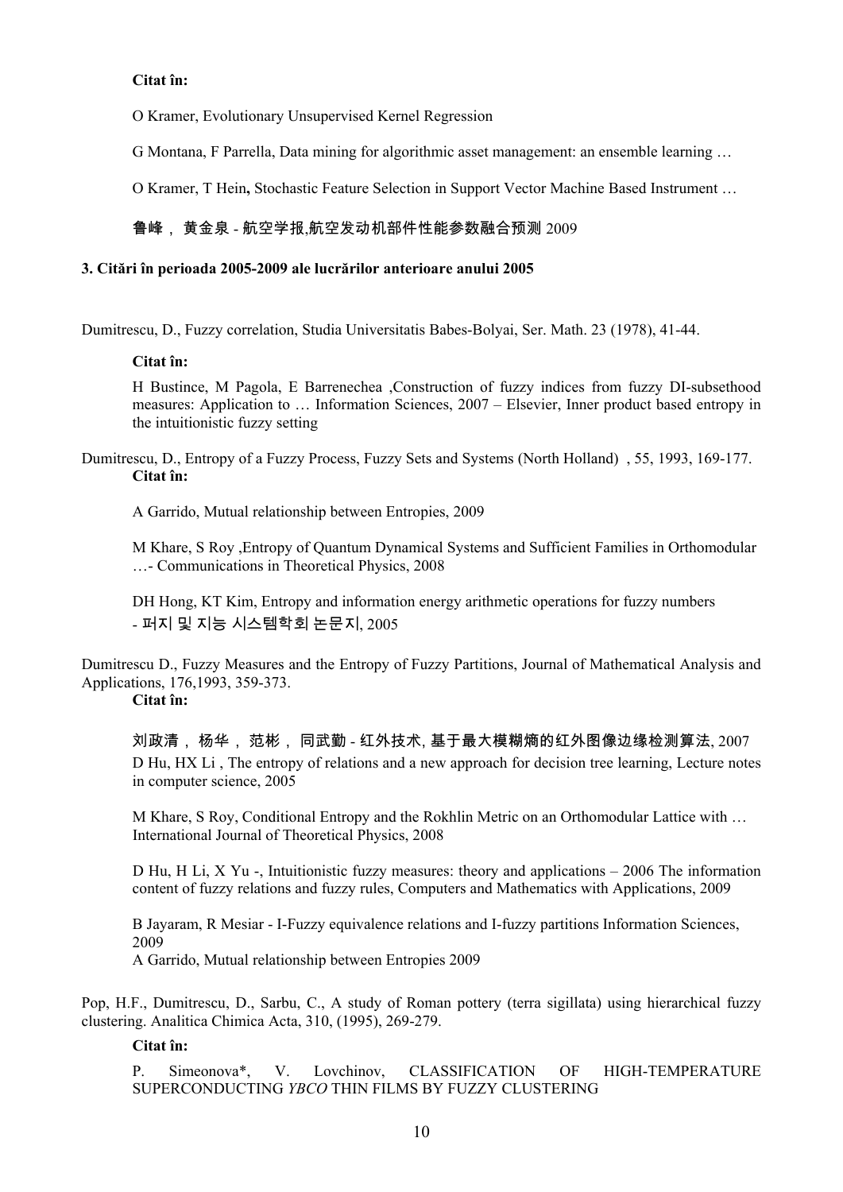**Citat în:**

O Kramer, Evolutionary Unsupervised Kernel Regression

G Montana, F Parrella, Data mining for algorithmic asset management: an ensemble learning …

O Kramer, T Hein**,** Stochastic Feature Selection in Support Vector Machine Based Instrument …

鲁峰，黄金泉 - 航空学报,航空发动机部件性能参数融合预测 2009

**3. Citări în perioada 2005-2009 ale lucrărilor anterioare anului 2005**

Dumitrescu, D., Fuzzy correlation, Studia Universitatis Babes-Bolyai, Ser. Math. 23 (1978), 41-44.

**Citat în:**

H Bustince, M Pagola, E Barrenechea ,Construction of fuzzy indices from fuzzy DI-subsethood measures: Application to … Information Sciences, 2007 – Elsevier, Inner product based entropy in the intuitionistic fuzzy setting

Dumitrescu, D., Entropy of a Fuzzy Process, Fuzzy Sets and Systems (North Holland) , 55, 1993, 169-177.

**Citat în:**

A Garrido, Mutual relationship between Entropies, 2009

M Khare, S Roy ,Entropy of Quantum Dynamical Systems and Sufficient Families in Orthomodular …- Communications in Theoretical Physics, 2008

DH Hong, KT Kim, Entropy and information energy arithmetic operations for fuzzy numbers - 퍼지 및 지능 시스템학회 논문지, 2005

Dumitrescu D., Fuzzy Measures and the Entropy of Fuzzy Partitions, Journal of Mathematical Analysis and Applications, 176,1993, 359-373.

**Citat în:**

刘政清，杨华，范彬，同武勤 - 红外技术, 基于最大模糊熵的红外图像边缘检测算法, 2007

D Hu, HX Li , The entropy of relations and a new approach for decision tree learning, Lecture notes in computer science, 2005

M Khare, S Roy, Conditional Entropy and the Rokhlin Metric on an Orthomodular Lattice with … International Journal of Theoretical Physics, 2008

D Hu, H Li, X Yu -, Intuitionistic fuzzy measures: theory and applications – 2006 The information content of fuzzy relations and fuzzy rules, Computers and Mathematics with Applications, 2009

B Jayaram, R Mesiar - I-Fuzzy equivalence relations and I-fuzzy partitions Information Sciences, 2009

A Garrido, Mutual relationship between Entropies 2009

Pop, H.F., Dumitrescu, D., Sarbu, C., A study of Roman pottery (terra sigillata) using hierarchical fuzzy clustering. Analitica Chimica Acta, 310, (1995), 269-279.

**Citat în:**

P. Simeonova*, V. Lovchinov, CLASSIFICATION OF HIGH-TEMPERATURE SUPERCONDUCTING *YBCO* THIN FILMS BY FUZZY CLUSTERING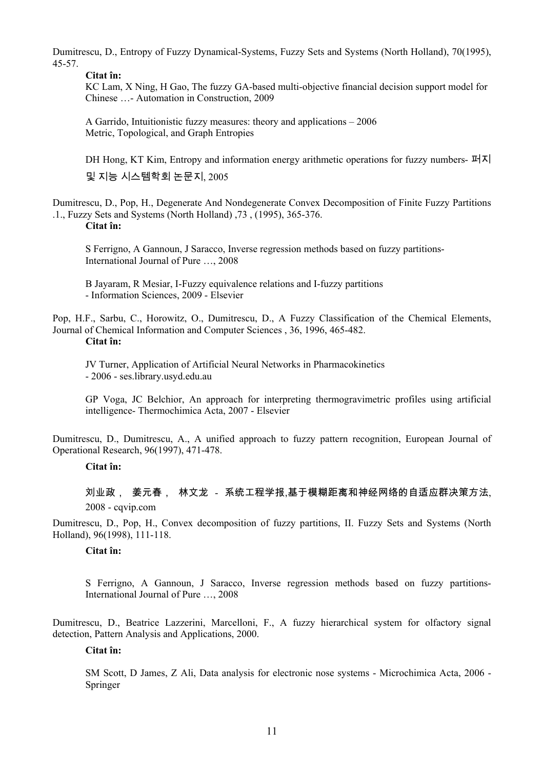Dumitrescu, D., Entropy of Fuzzy Dynamical-Systems, Fuzzy Sets and Systems (North Holland), 70(1995), 45-57.

**Citat în:**

KC Lam, X Ning, H Gao, The fuzzy GA-based multi-objective financial decision support model for Chinese …- Automation in Construction, 2009

A Garrido, Intuitionistic fuzzy measures: theory and applications – 2006
Metric, Topological, and Graph Entropies

DH Hong, KT Kim, Entropy and information energy arithmetic operations for fuzzy numbers- 퍼지 및 지능 시스템학회 논문지, 2005

Dumitrescu, D., Pop, H., Degenerate And Nondegenerate Convex Decomposition of Finite Fuzzy Partitions .1., Fuzzy Sets and Systems (North Holland) ,73 , (1995), 365-376.

**Citat în:**

S Ferrigno, A Gannoun, J Saracco, Inverse regression methods based on fuzzy partitions- International Journal of Pure …, 2008

B Jayaram, R Mesiar, I-Fuzzy equivalence relations and I-fuzzy partitions
- Information Sciences, 2009 - Elsevier

Pop, H.F., Sarbu, C., Horowitz, O., Dumitrescu, D., A Fuzzy Classification of the Chemical Elements, Journal of Chemical Information and Computer Sciences , 36, 1996, 465-482.

**Citat în:**

JV Turner, Application of Artificial Neural Networks in Pharmacokinetics
- 2006 - ses.library.usyd.edu.au

GP Voga, JC Belchior, An approach for interpreting thermogravimetric profiles using artificial intelligence- Thermochimica Acta, 2007 - Elsevier

Dumitrescu, D., Dumitrescu, A., A unified approach to fuzzy pattern recognition, European Journal of Operational Research, 96(1997), 471-478.

**Citat în:**

刘业政， 姜元春， 林文龙 - 系统工程学报,基于模糊距离和神经网络的自适应群决策方法, 2008 - cqvip.com

Dumitrescu, D., Pop, H., Convex decomposition of fuzzy partitions, II. Fuzzy Sets and Systems (North Holland), 96(1998), 111-118.

**Citat în:**

S Ferrigno, A Gannoun, J Saracco, Inverse regression methods based on fuzzy partitions- International Journal of Pure …, 2008

Dumitrescu, D., Beatrice Lazzerini, Marcelloni, F., A fuzzy hierarchical system for olfactory signal detection, Pattern Analysis and Applications, 2000.

**Citat în:**

SM Scott, D James, Z Ali, Data analysis for electronic nose systems - Microchimica Acta, 2006 - Springer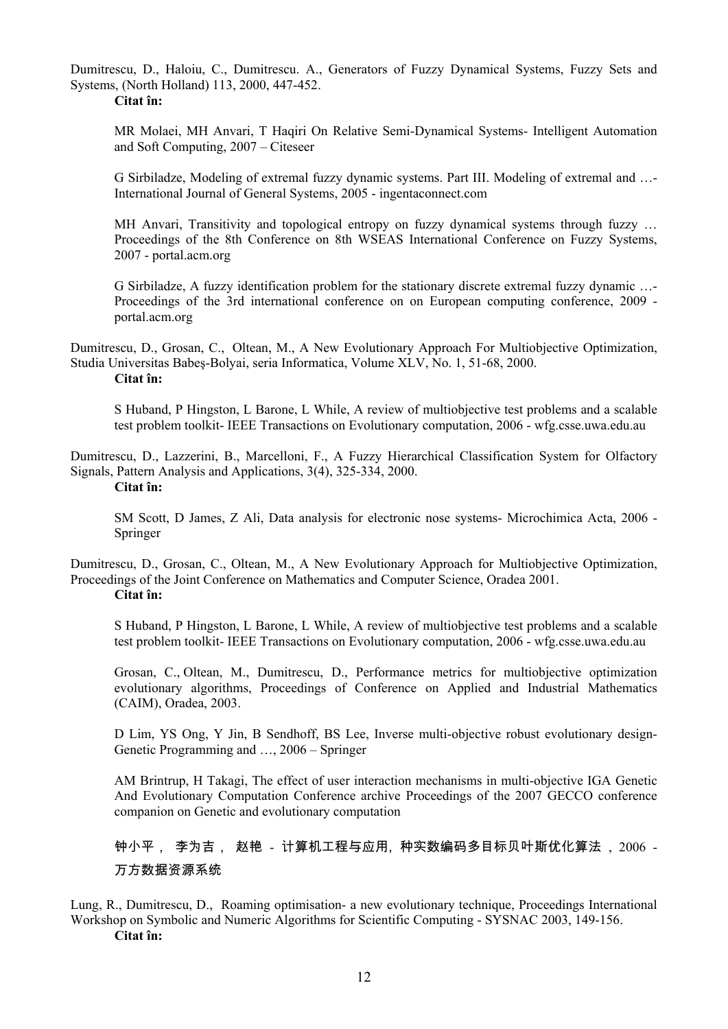Dumitrescu, D., Haloiu, C., Dumitrescu. A., Generators of Fuzzy Dynamical Systems, Fuzzy Sets and Systems, (North Holland) 113, 2000, 447-452.

**Citat în:**

MR Molaei, MH Anvari, T Haqiri On Relative Semi-Dynamical Systems- Intelligent Automation and Soft Computing, 2007 – Citeseer

G Sirbiladze, Modeling of extremal fuzzy dynamic systems. Part III. Modeling of extremal and …- International Journal of General Systems, 2005 - ingentaconnect.com

MH Anvari, Transitivity and topological entropy on fuzzy dynamical systems through fuzzy … Proceedings of the 8th Conference on 8th WSEAS International Conference on Fuzzy Systems, 2007 - portal.acm.org

G Sirbiladze, A fuzzy identification problem for the stationary discrete extremal fuzzy dynamic …- Proceedings of the 3rd international conference on on European computing conference, 2009 - portal.acm.org

Dumitrescu, D., Grosan, C., Oltean, M., A New Evolutionary Approach For Multiobjective Optimization, Studia Universitas Babeş-Bolyai, seria Informatica, Volume XLV, No. 1, 51-68, 2000.

**Citat în:**

S Huband, P Hingston, L Barone, L While, A review of multiobjective test problems and a scalable test problem toolkit- IEEE Transactions on Evolutionary computation, 2006 - wfg.csse.uwa.edu.au

Dumitrescu, D., Lazzerini, B., Marcelloni, F., A Fuzzy Hierarchical Classification System for Olfactory Signals, Pattern Analysis and Applications, 3(4), 325-334, 2000.

**Citat în:**

SM Scott, D James, Z Ali, Data analysis for electronic nose systems- Microchimica Acta, 2006 - Springer

Dumitrescu, D., Grosan, C., Oltean, M., A New Evolutionary Approach for Multiobjective Optimization, Proceedings of the Joint Conference on Mathematics and Computer Science, Oradea 2001.

**Citat în:**

S Huband, P Hingston, L Barone, L While, A review of multiobjective test problems and a scalable test problem toolkit- IEEE Transactions on Evolutionary computation, 2006 - wfg.csse.uwa.edu.au

Grosan, C., Oltean, M., Dumitrescu, D., Performance metrics for multiobjective optimization evolutionary algorithms, Proceedings of Conference on Applied and Industrial Mathematics (CAIM), Oradea, 2003.

D Lim, YS Ong, Y Jin, B Sendhoff, BS Lee, Inverse multi-objective robust evolutionary design- Genetic Programming and …, 2006 – Springer

AM Brintrup, H Takagi, The effect of user interaction mechanisms in multi-objective IGA Genetic And Evolutionary Computation Conference archive Proceedings of the 2007 GECCO conference companion on Genetic and evolutionary computation

钟小平， 李为吉， 赵艳 - 计算机工程与应用，种实数编码多目标贝叶斯优化算法 ，2006 - 万方数据资源系统

Lung, R., Dumitrescu, D., Roaming optimisation- a new evolutionary technique, Proceedings International Workshop on Symbolic and Numeric Algorithms for Scientific Computing - SYSNAC 2003, 149-156.

**Citat în:**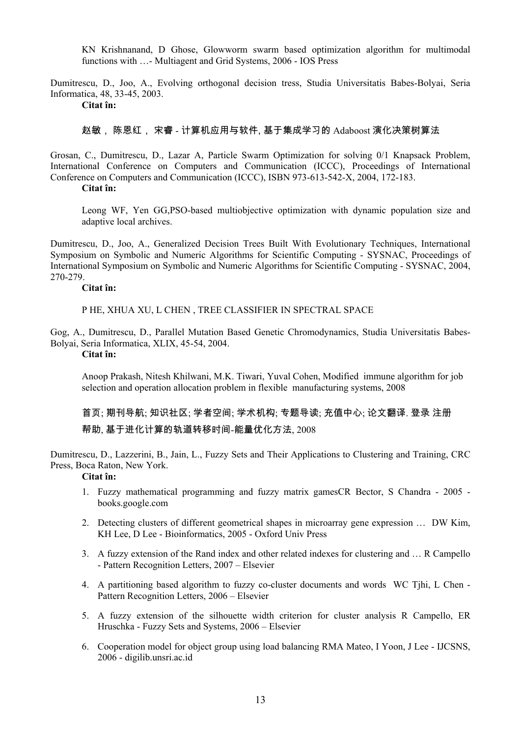KN Krishnanand, D Ghose, Glowworm swarm based optimization algorithm for multimodal functions with …- Multiagent and Grid Systems, 2006 - IOS Press

Dumitrescu, D., Joo, A., Evolving orthogonal decision tress, Studia Universitatis Babes-Bolyai, Seria Informatica, 48, 33-45, 2003.

**Citat în:**

赵敏 ， 陈恩红 ， 宋睿 - 计算机应用与软件, 基于集成学习的 Adaboost 演化决策树算法

Grosan, C., Dumitrescu, D., Lazar A, Particle Swarm Optimization for solving 0/1 Knapsack Problem, International Conference on Computers and Communication (ICCC), Proceedings of International Conference on Computers and Communication (ICCC), ISBN 973-613-542-X, 2004, 172-183.

**Citat în:**

Leong WF, Yen GG,PSO-based multiobjective optimization with dynamic population size and adaptive local archives.

Dumitrescu, D., Joo, A., Generalized Decision Trees Built With Evolutionary Techniques, International Symposium on Symbolic and Numeric Algorithms for Scientific Computing - SYSNAC, Proceedings of International Symposium on Symbolic and Numeric Algorithms for Scientific Computing - SYSNAC, 2004, 270-279.

**Citat în:**

P HE, XHUA XU, L CHEN , TREE CLASSIFIER IN SPECTRAL SPACE

Gog, A., Dumitrescu, D., Parallel Mutation Based Genetic Chromodynamics, Studia Universitatis Babes-Bolyai, Seria Informatica, XLIX, 45-54, 2004.

**Citat în:**

Anoop Prakash, Nitesh Khilwani, M.K. Tiwari, Yuval Cohen, Modified immune algorithm for job selection and operation allocation problem in flexible manufacturing systems, 2008

首页; 期刊导航; 知识社区; 学者空间; 学术机构; 专题导读; 充值中心; 论文翻译. 登录 注册 帮助, 基于进化计算的轨道转移时间-能量优化方法, 2008

Dumitrescu, D., Lazzerini, B., Jain, L., Fuzzy Sets and Their Applications to Clustering and Training, CRC Press, Boca Raton, New York.

**Citat în:**

1. Fuzzy mathematical programming and fuzzy matrix gamesCR Bector, S Chandra - 2005 - books.google.com
2. Detecting clusters of different geometrical shapes in microarray gene expression … DW Kim, KH Lee, D Lee - Bioinformatics, 2005 - Oxford Univ Press
3. A fuzzy extension of the Rand index and other related indexes for clustering and … R Campello - Pattern Recognition Letters, 2007 – Elsevier
4. A partitioning based algorithm to fuzzy co-cluster documents and words WC Tjhi, L Chen - Pattern Recognition Letters, 2006 – Elsevier
5. A fuzzy extension of the silhouette width criterion for cluster analysis R Campello, ER Hruschka - Fuzzy Sets and Systems, 2006 – Elsevier
6. Cooperation model for object group using load balancing RMA Mateo, I Yoon, J Lee - IJCSNS, 2006 - digilib.unsri.ac.id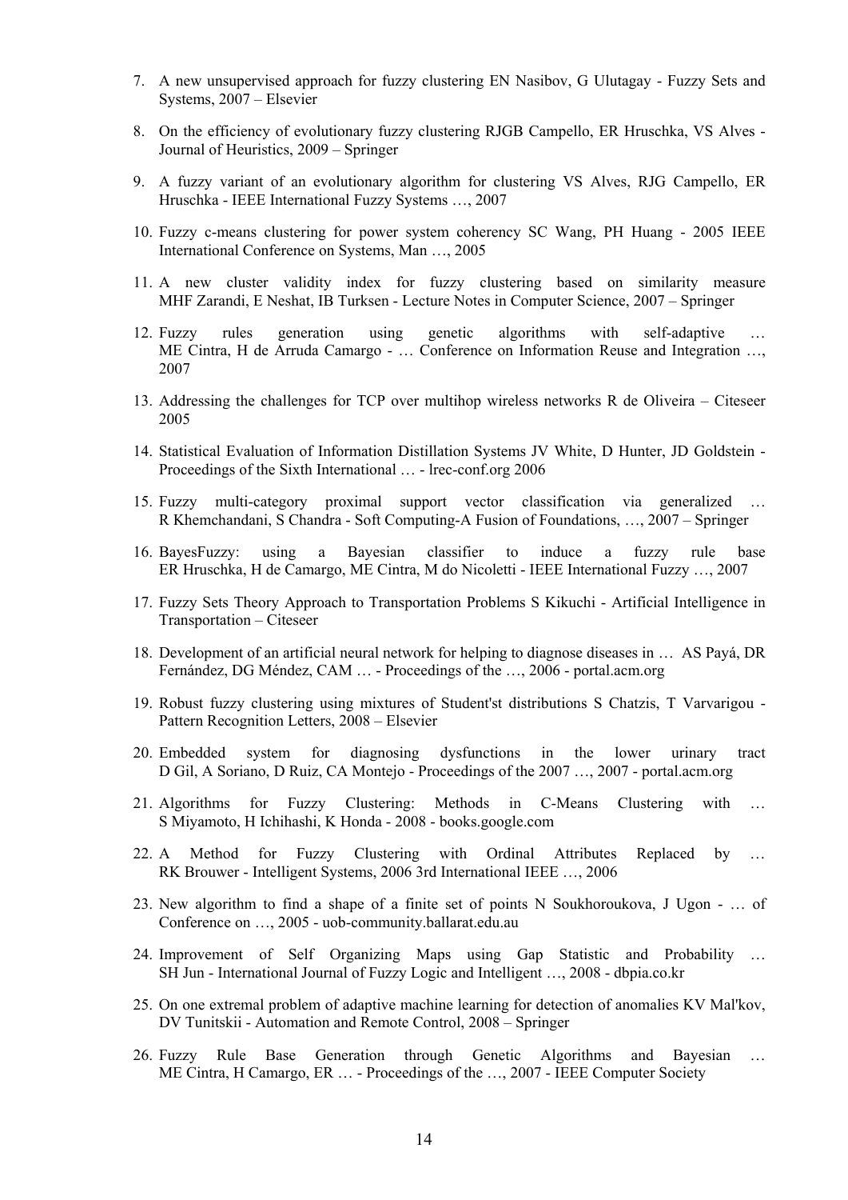7. A new unsupervised approach for fuzzy clustering EN Nasibov, G Ulutagay - Fuzzy Sets and Systems, 2007 – Elsevier

8. On the efficiency of evolutionary fuzzy clustering RJGB Campello, ER Hruschka, VS Alves - Journal of Heuristics, 2009 – Springer

9. A fuzzy variant of an evolutionary algorithm for clustering VS Alves, RJG Campello, ER Hruschka - IEEE International Fuzzy Systems …, 2007

10. Fuzzy c-means clustering for power system coherency SC Wang, PH Huang - 2005 IEEE International Conference on Systems, Man …, 2005

11. A new cluster validity index for fuzzy clustering based on similarity measure MHF Zarandi, E Neshat, IB Turksen - Lecture Notes in Computer Science, 2007 – Springer

12. Fuzzy rules generation using genetic algorithms with self-adaptive … ME Cintra, H de Arruda Camargo - … Conference on Information Reuse and Integration …, 2007

13. Addressing the challenges for TCP over multihop wireless networks R de Oliveira – Citeseer 2005

14. Statistical Evaluation of Information Distillation Systems JV White, D Hunter, JD Goldstein - Proceedings of the Sixth International … - lrec-conf.org 2006

15. Fuzzy multi-category proximal support vector classification via generalized … R Khemchandani, S Chandra - Soft Computing-A Fusion of Foundations, …, 2007 – Springer

16. BayesFuzzy: using a Bayesian classifier to induce a fuzzy rule base ER Hruschka, H de Camargo, ME Cintra, M do Nicoletti - IEEE International Fuzzy …, 2007

17. Fuzzy Sets Theory Approach to Transportation Problems S Kikuchi - Artificial Intelligence in Transportation – Citeseer

18. Development of an artificial neural network for helping to diagnose diseases in … AS Payá, DR Fernández, DG Méndez, CAM … - Proceedings of the …, 2006 - portal.acm.org

19. Robust fuzzy clustering using mixtures of Student'st distributions S Chatzis, T Varvarigou - Pattern Recognition Letters, 2008 – Elsevier

20. Embedded system for diagnosing dysfunctions in the lower urinary tract D Gil, A Soriano, D Ruiz, CA Montejo - Proceedings of the 2007 …, 2007 - portal.acm.org

21. Algorithms for Fuzzy Clustering: Methods in C-Means Clustering with … S Miyamoto, H Ichihashi, K Honda - 2008 - books.google.com

22. A Method for Fuzzy Clustering with Ordinal Attributes Replaced by … RK Brouwer - Intelligent Systems, 2006 3rd International IEEE …, 2006

23. New algorithm to find a shape of a finite set of points N Soukhoroukova, J Ugon - … of Conference on …, 2005 - uob-community.ballarat.edu.au

24. Improvement of Self Organizing Maps using Gap Statistic and Probability … SH Jun - International Journal of Fuzzy Logic and Intelligent …, 2008 - dbpia.co.kr

25. On one extremal problem of adaptive machine learning for detection of anomalies KV Mal'kov, DV Tunitskii - Automation and Remote Control, 2008 – Springer

26. Fuzzy Rule Base Generation through Genetic Algorithms and Bayesian … ME Cintra, H Camargo, ER … - Proceedings of the …, 2007 - IEEE Computer Society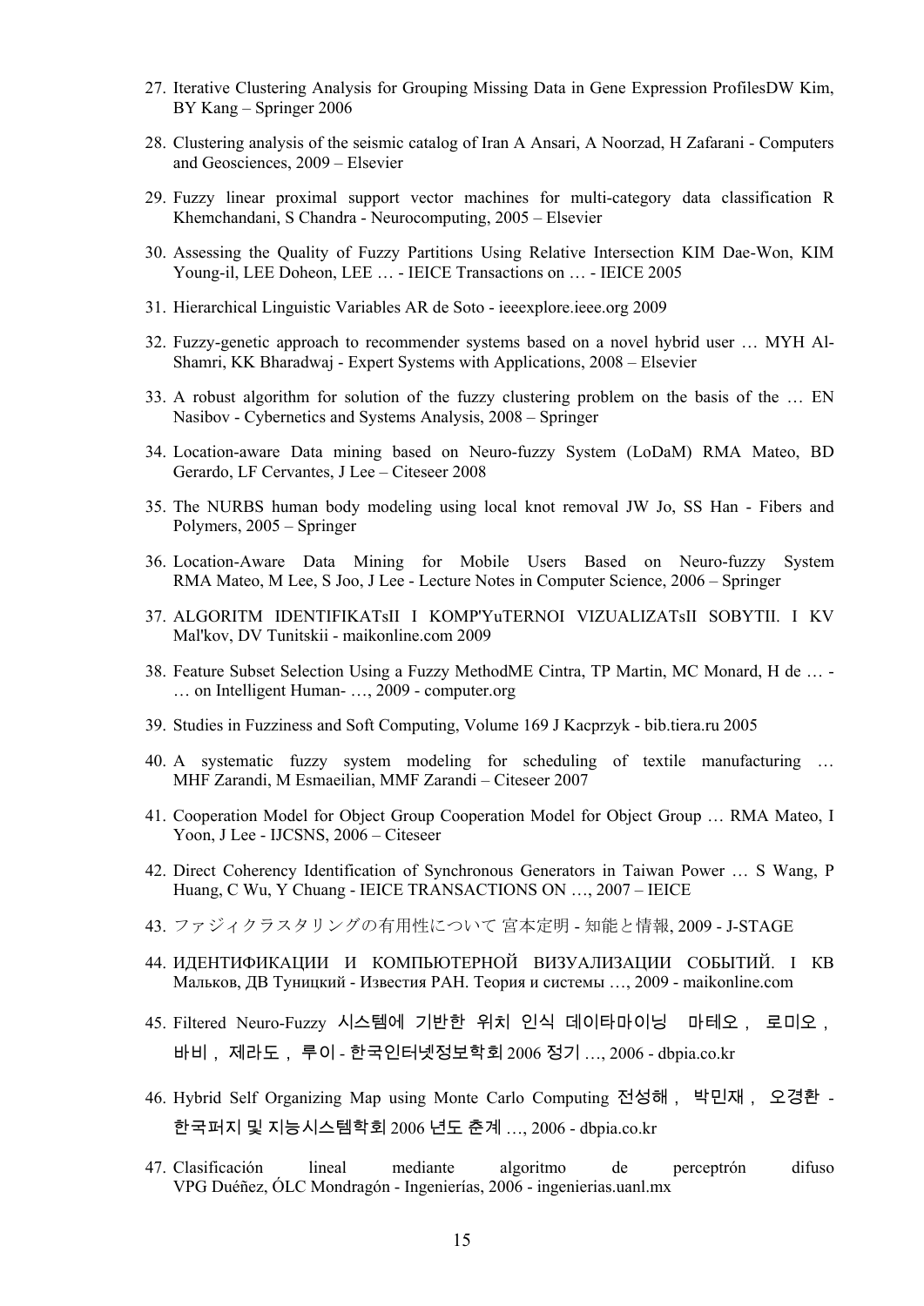27. Iterative Clustering Analysis for Grouping Missing Data in Gene Expression ProfilesDW Kim, BY Kang – Springer 2006

28. Clustering analysis of the seismic catalog of Iran A Ansari, A Noorzad, H Zafarani - Computers and Geosciences, 2009 – Elsevier

29. Fuzzy linear proximal support vector machines for multi-category data classification R Khemchandani, S Chandra - Neurocomputing, 2005 – Elsevier

30. Assessing the Quality of Fuzzy Partitions Using Relative Intersection KIM Dae-Won, KIM Young-il, LEE Doheon, LEE … - IEICE Transactions on … - IEICE 2005

31. Hierarchical Linguistic Variables AR de Soto - ieeexplore.ieee.org 2009

32. Fuzzy-genetic approach to recommender systems based on a novel hybrid user … MYH Al-Shamri, KK Bharadwaj - Expert Systems with Applications, 2008 – Elsevier

33. A robust algorithm for solution of the fuzzy clustering problem on the basis of the … EN Nasibov - Cybernetics and Systems Analysis, 2008 – Springer

34. Location-aware Data mining based on Neuro-fuzzy System (LoDaM) RMA Mateo, BD Gerardo, LF Cervantes, J Lee – Citeseer 2008

35. The NURBS human body modeling using local knot removal JW Jo, SS Han - Fibers and Polymers, 2005 – Springer

36. Location-Aware Data Mining for Mobile Users Based on Neuro-fuzzy System RMA Mateo, M Lee, S Joo, J Lee - Lecture Notes in Computer Science, 2006 – Springer

37. ALGORITM IDENTIFIKATsII I KOMP'YuTERNOI VIZUALIZATsII SOBYTII. I KV Mal'kov, DV Tunitskii - maikonline.com 2009

38. Feature Subset Selection Using a Fuzzy MethodME Cintra, TP Martin, MC Monard, H de … - … on Intelligent Human- …, 2009 - computer.org

39. Studies in Fuzziness and Soft Computing, Volume 169 J Kacprzyk - bib.tiera.ru 2005

40. A systematic fuzzy system modeling for scheduling of textile manufacturing … MHF Zarandi, M Esmaeilian, MMF Zarandi – Citeseer 2007

41. Cooperation Model for Object Group Cooperation Model for Object Group … RMA Mateo, I Yoon, J Lee - IJCSNS, 2006 – Citeseer

42. Direct Coherency Identification of Synchronous Generators in Taiwan Power … S Wang, P Huang, C Wu, Y Chuang - IEICE TRANSACTIONS ON …, 2007 – IEICE

43. ファジィクラスタリングの有用性について 宮本定明 - 知能と情報, 2009 - J-STAGE

44. ИДЕНТИФИКАЦИИ И КОМПЬЮТЕРНОЙ ВИЗУАЛИЗАЦИИ СОБЫТИЙ. I КВ Мальков, ДВ Туницкий - Известия РАН. Теория и системы …, 2009 - maikonline.com

45. Filtered Neuro-Fuzzy 시스템에 기반한 위치 인식 데이타마이닝 마테오 , 로미오 , 바비 , 제라도 , 루이 - 한국인터넷정보학회 2006 정기 …, 2006 - dbpia.co.kr

46. Hybrid Self Organizing Map using Monte Carlo Computing 전성해 , 박민재 , 오경환 - 한국퍼지 및 지능시스템학회 2006 년도 춘계 …, 2006 - dbpia.co.kr

47. Clasificación lineal mediante algoritmo de perceptrón difuso VPG Duéñez, ÓLC Mondragón - Ingenierías, 2006 - ingenierias.uanl.mx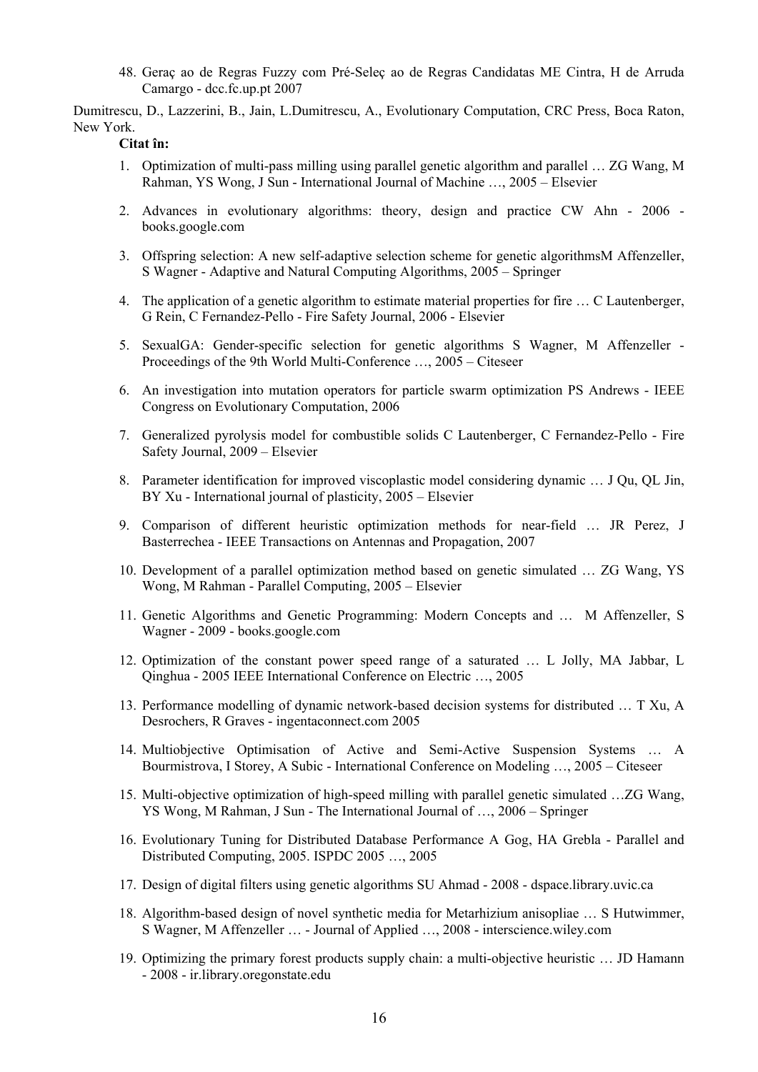48. Geraç ao de Regras Fuzzy com Pré-Seleç ao de Regras Candidatas ME Cintra, H de Arruda Camargo - dcc.fc.up.pt 2007

Dumitrescu, D., Lazzerini, B., Jain, L.Dumitrescu, A., Evolutionary Computation, CRC Press, Boca Raton, New York.

**Citat în:**

1. Optimization of multi-pass milling using parallel genetic algorithm and parallel … ZG Wang, M Rahman, YS Wong, J Sun - International Journal of Machine …, 2005 – Elsevier
2. Advances in evolutionary algorithms: theory, design and practice CW Ahn - 2006 - books.google.com
3. Offspring selection: A new self-adaptive selection scheme for genetic algorithmsM Affenzeller, S Wagner - Adaptive and Natural Computing Algorithms, 2005 – Springer
4. The application of a genetic algorithm to estimate material properties for fire … C Lautenberger, G Rein, C Fernandez-Pello - Fire Safety Journal, 2006 - Elsevier
5. SexualGA: Gender-specific selection for genetic algorithms S Wagner, M Affenzeller - Proceedings of the 9th World Multi-Conference …, 2005 – Citeseer
6. An investigation into mutation operators for particle swarm optimization PS Andrews - IEEE Congress on Evolutionary Computation, 2006
7. Generalized pyrolysis model for combustible solids C Lautenberger, C Fernandez-Pello - Fire Safety Journal, 2009 – Elsevier
8. Parameter identification for improved viscoplastic model considering dynamic … J Qu, QL Jin, BY Xu - International journal of plasticity, 2005 – Elsevier
9. Comparison of different heuristic optimization methods for near-field … JR Perez, J Basterrechea - IEEE Transactions on Antennas and Propagation, 2007
10. Development of a parallel optimization method based on genetic simulated … ZG Wang, YS Wong, M Rahman - Parallel Computing, 2005 – Elsevier
11. Genetic Algorithms and Genetic Programming: Modern Concepts and … M Affenzeller, S Wagner - 2009 - books.google.com
12. Optimization of the constant power speed range of a saturated … L Jolly, MA Jabbar, L Qinghua - 2005 IEEE International Conference on Electric …, 2005
13. Performance modelling of dynamic network-based decision systems for distributed … T Xu, A Desrochers, R Graves - ingentaconnect.com 2005
14. Multiobjective Optimisation of Active and Semi-Active Suspension Systems … A Bourmistrova, I Storey, A Subic - International Conference on Modeling …, 2005 – Citeseer
15. Multi-objective optimization of high-speed milling with parallel genetic simulated …ZG Wang, YS Wong, M Rahman, J Sun - The International Journal of …, 2006 – Springer
16. Evolutionary Tuning for Distributed Database Performance A Gog, HA Grebla - Parallel and Distributed Computing, 2005. ISPDC 2005 …, 2005
17. Design of digital filters using genetic algorithms SU Ahmad - 2008 - dspace.library.uvic.ca
18. Algorithm-based design of novel synthetic media for Metarhizium anisopliae … S Hutwimmer, S Wagner, M Affenzeller … - Journal of Applied …, 2008 - interscience.wiley.com
19. Optimizing the primary forest products supply chain: a multi-objective heuristic … JD Hamann - 2008 - ir.library.oregonstate.edu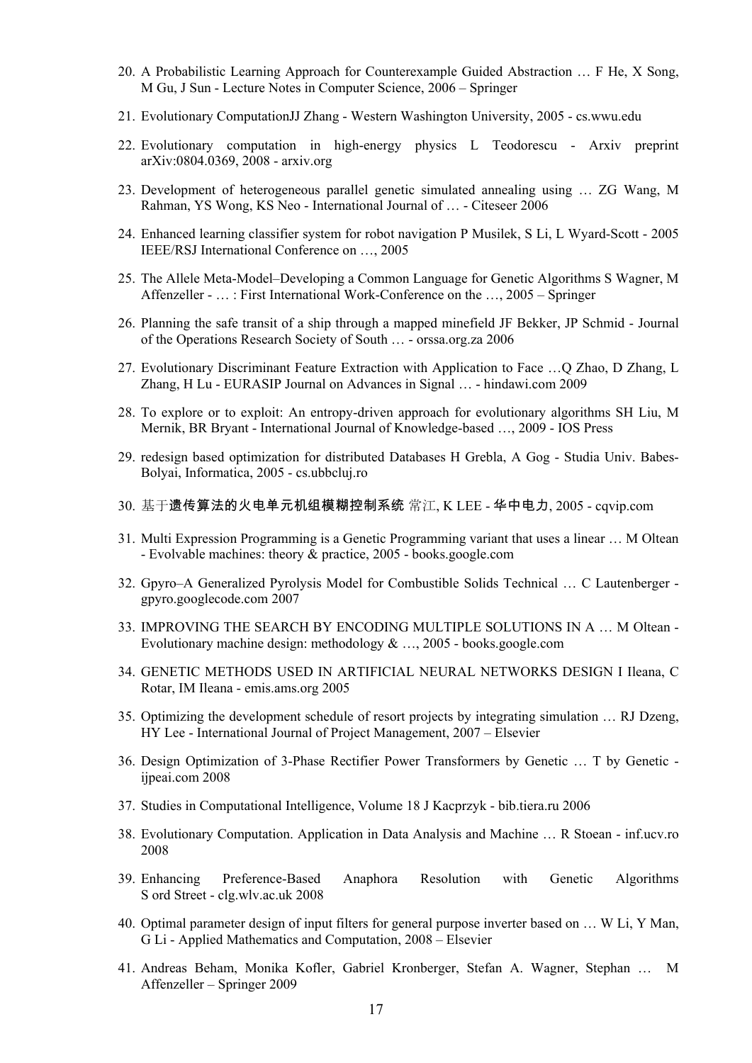20. A Probabilistic Learning Approach for Counterexample Guided Abstraction … F He, X Song, M Gu, J Sun - Lecture Notes in Computer Science, 2006 – Springer

21. Evolutionary ComputationJJ Zhang - Western Washington University, 2005 - cs.wwu.edu

22. Evolutionary computation in high-energy physics L Teodorescu - Arxiv preprint arXiv:0804.0369, 2008 - arxiv.org

23. Development of heterogeneous parallel genetic simulated annealing using … ZG Wang, M Rahman, YS Wong, KS Neo - International Journal of … - Citeseer 2006

24. Enhanced learning classifier system for robot navigation P Musilek, S Li, L Wyard-Scott - 2005 IEEE/RSJ International Conference on …, 2005

25. The Allele Meta-Model–Developing a Common Language for Genetic Algorithms S Wagner, M Affenzeller - … : First International Work-Conference on the …, 2005 – Springer

26. Planning the safe transit of a ship through a mapped minefield JF Bekker, JP Schmid - Journal of the Operations Research Society of South … - orssa.org.za 2006

27. Evolutionary Discriminant Feature Extraction with Application to Face …Q Zhao, D Zhang, L Zhang, H Lu - EURASIP Journal on Advances in Signal … - hindawi.com 2009

28. To explore or to exploit: An entropy-driven approach for evolutionary algorithms SH Liu, M Mernik, BR Bryant - International Journal of Knowledge-based …, 2009 - IOS Press

29. redesign based optimization for distributed Databases H Grebla, A Gog - Studia Univ. Babes-Bolyai, Informatica, 2005 - cs.ubbcluj.ro

30. 基于遗传算法的火电单元机组模糊控制系统 常江, K LEE - 华中电力, 2005 - cqvip.com

31. Multi Expression Programming is a Genetic Programming variant that uses a linear … M Oltean - Evolvable machines: theory & practice, 2005 - books.google.com

32. Gpyro–A Generalized Pyrolysis Model for Combustible Solids Technical … C Lautenberger - gpyro.googlecode.com 2007

33. IMPROVING THE SEARCH BY ENCODING MULTIPLE SOLUTIONS IN A … M Oltean - Evolutionary machine design: methodology & …, 2005 - books.google.com

34. GENETIC METHODS USED IN ARTIFICIAL NEURAL NETWORKS DESIGN I Ileana, C Rotar, IM Ileana - emis.ams.org 2005

35. Optimizing the development schedule of resort projects by integrating simulation … RJ Dzeng, HY Lee - International Journal of Project Management, 2007 – Elsevier

36. Design Optimization of 3-Phase Rectifier Power Transformers by Genetic … T by Genetic - ijpeai.com 2008

37. Studies in Computational Intelligence, Volume 18 J Kacprzyk - bib.tiera.ru 2006

38. Evolutionary Computation. Application in Data Analysis and Machine … R Stoean - inf.ucv.ro 2008

39. Enhancing Preference-Based Anaphora Resolution with Genetic Algorithms S ord Street - clg.wlv.ac.uk 2008

40. Optimal parameter design of input filters for general purpose inverter based on … W Li, Y Man, G Li - Applied Mathematics and Computation, 2008 – Elsevier

41. Andreas Beham, Monika Kofler, Gabriel Kronberger, Stefan A. Wagner, Stephan … M Affenzeller – Springer 2009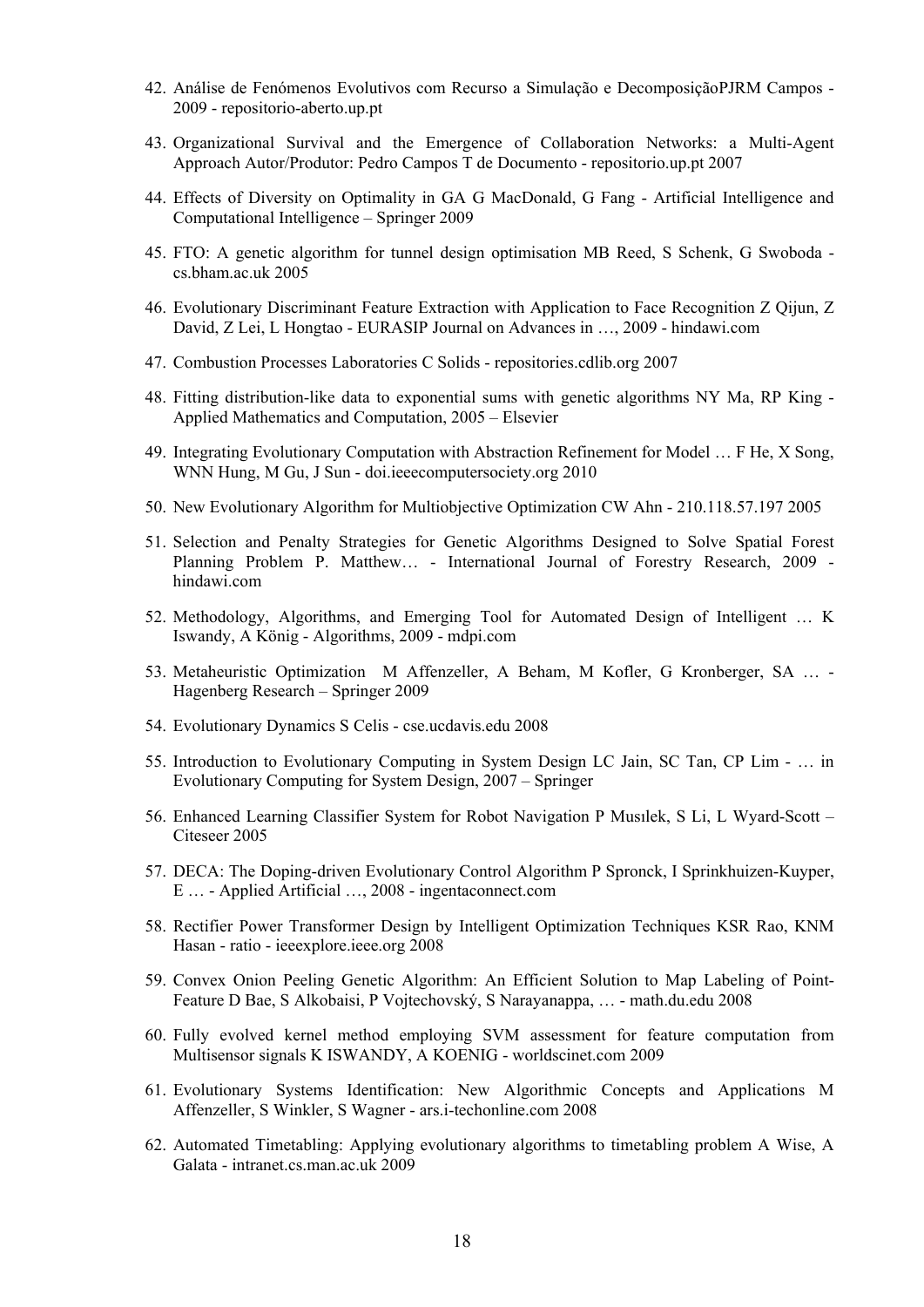42. Análise de Fenómenos Evolutivos com Recurso a Simulação e DecomposiçãoPJRM Campos - 2009 - repositorio-aberto.up.pt
43. Organizational Survival and the Emergence of Collaboration Networks: a Multi-Agent Approach Autor/Produtor: Pedro Campos T de Documento - repositorio.up.pt 2007
44. Effects of Diversity on Optimality in GA G MacDonald, G Fang - Artificial Intelligence and Computational Intelligence – Springer 2009
45. FTO: A genetic algorithm for tunnel design optimisation MB Reed, S Schenk, G Swoboda - cs.bham.ac.uk 2005
46. Evolutionary Discriminant Feature Extraction with Application to Face Recognition Z Qijun, Z David, Z Lei, L Hongtao - EURASIP Journal on Advances in …, 2009 - hindawi.com
47. Combustion Processes Laboratories C Solids - repositories.cdlib.org 2007
48. Fitting distribution-like data to exponential sums with genetic algorithms NY Ma, RP King - Applied Mathematics and Computation, 2005 – Elsevier
49. Integrating Evolutionary Computation with Abstraction Refinement for Model … F He, X Song, WNN Hung, M Gu, J Sun - doi.ieeecomputersociety.org 2010
50. New Evolutionary Algorithm for Multiobjective Optimization CW Ahn - 210.118.57.197 2005
51. Selection and Penalty Strategies for Genetic Algorithms Designed to Solve Spatial Forest Planning Problem P. Matthew… - International Journal of Forestry Research, 2009 - hindawi.com
52. Methodology, Algorithms, and Emerging Tool for Automated Design of Intelligent … K Iswandy, A König - Algorithms, 2009 - mdpi.com
53. Metaheuristic Optimization M Affenzeller, A Beham, M Kofler, G Kronberger, SA … - Hagenberg Research – Springer 2009
54. Evolutionary Dynamics S Celis - cse.ucdavis.edu 2008
55. Introduction to Evolutionary Computing in System Design LC Jain, SC Tan, CP Lim - … in Evolutionary Computing for System Design, 2007 – Springer
56. Enhanced Learning Classifier System for Robot Navigation P Musılek, S Li, L Wyard-Scott – Citeseer 2005
57. DECA: The Doping-driven Evolutionary Control Algorithm P Spronck, I Sprinkhuizen-Kuyper, E … - Applied Artificial …, 2008 - ingentaconnect.com
58. Rectifier Power Transformer Design by Intelligent Optimization Techniques KSR Rao, KNM Hasan - ratio - ieeexplore.ieee.org 2008
59. Convex Onion Peeling Genetic Algorithm: An Efficient Solution to Map Labeling of Point-Feature D Bae, S Alkobaisi, P Vojtechovský, S Narayanappa, … - math.du.edu 2008
60. Fully evolved kernel method employing SVM assessment for feature computation from Multisensor signals K ISWANDY, A KOENIG - worldscinet.com 2009
61. Evolutionary Systems Identification: New Algorithmic Concepts and Applications M Affenzeller, S Winkler, S Wagner - ars.i-techonline.com 2008
62. Automated Timetabling: Applying evolutionary algorithms to timetabling problem A Wise, A Galata - intranet.cs.man.ac.uk 2009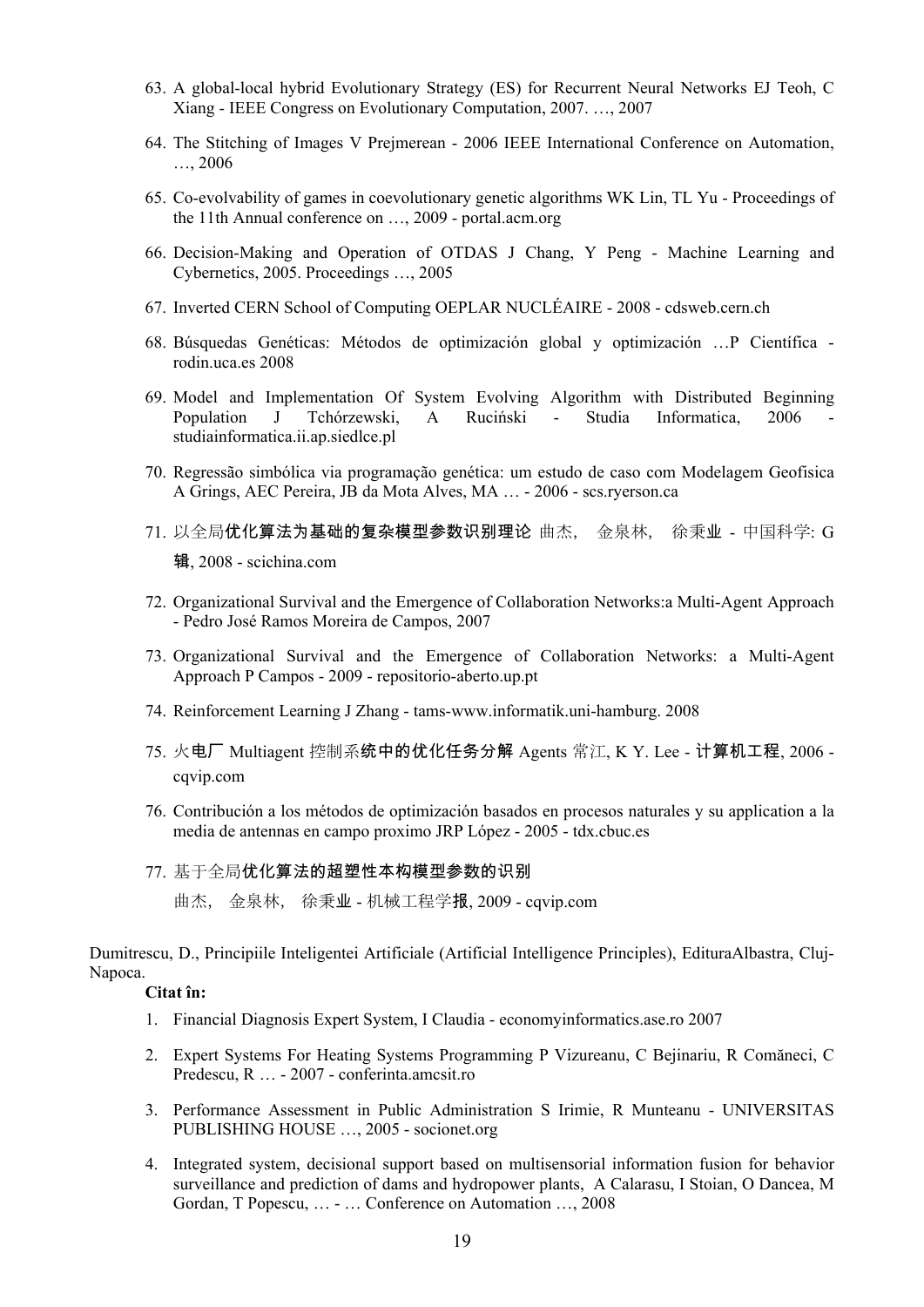63. A global-local hybrid Evolutionary Strategy (ES) for Recurrent Neural Networks EJ Teoh, C Xiang - IEEE Congress on Evolutionary Computation, 2007. …, 2007
64. The Stitching of Images V Prejmerean - 2006 IEEE International Conference on Automation, …, 2006
65. Co-evolvability of games in coevolutionary genetic algorithms WK Lin, TL Yu - Proceedings of the 11th Annual conference on …, 2009 - portal.acm.org
66. Decision-Making and Operation of OTDAS J Chang, Y Peng - Machine Learning and Cybernetics, 2005. Proceedings …, 2005
67. Inverted CERN School of Computing OEPLAR NUCLÉAIRE - 2008 - cdsweb.cern.ch
68. Búsquedas Genéticas: Métodos de optimización global y optimización …P Científica - rodin.uca.es 2008
69. Model and Implementation Of System Evolving Algorithm with Distributed Beginning Population J Tchórzewski, A Ruciński - Studia Informatica, 2006 - studiainformatica.ii.ap.siedlce.pl
70. Regressão simbólica via programação genética: um estudo de caso com Modelagem Geofisica A Grings, AEC Pereira, JB da Mota Alves, MA … - 2006 - scs.ryerson.ca
71. 以全局优化算法为基础的复杂模型参数识别理论 曲杰, 金泉林, 徐秉业 - 中国科学: G 辑, 2008 - scichina.com
72. Organizational Survival and the Emergence of Collaboration Networks:a Multi-Agent Approach - Pedro José Ramos Moreira de Campos, 2007
73. Organizational Survival and the Emergence of Collaboration Networks: a Multi-Agent Approach P Campos - 2009 - repositorio-aberto.up.pt
74. Reinforcement Learning J Zhang - tams-www.informatik.uni-hamburg. 2008
75. 火电厂 Multiagent 控制系统中的优化任务分解 Agents 常江, K Y. Lee - 计算机工程, 2006 - cqvip.com
76. Contribución a los métodos de optimización basados en procesos naturales y su application a la media de antennas en campo proximo JRP López - 2005 - tdx.cbuc.es
77. 基于全局优化算法的超塑性本构模型参数的识别

    曲杰, 金泉林, 徐秉业 - 机械工程学报, 2009 - cqvip.com

Dumitrescu, D., Principiile Inteligentei Artificiale (Artificial Intelligence Principles), EdituraAlbastra, Cluj-Napoca.

**Citat în:**

1. Financial Diagnosis Expert System, I Claudia - economyinformatics.ase.ro 2007
2. Expert Systems For Heating Systems Programming P Vizureanu, C Bejinariu, R Comăneci, C Predescu, R … - 2007 - conferinta.amcsit.ro
3. Performance Assessment in Public Administration S Irimie, R Munteanu - UNIVERSITAS PUBLISHING HOUSE …, 2005 - socionet.org
4. Integrated system, decisional support based on multisensorial information fusion for behavior surveillance and prediction of dams and hydropower plants, A Calarasu, I Stoian, O Dancea, M Gordan, T Popescu, … - … Conference on Automation …, 2008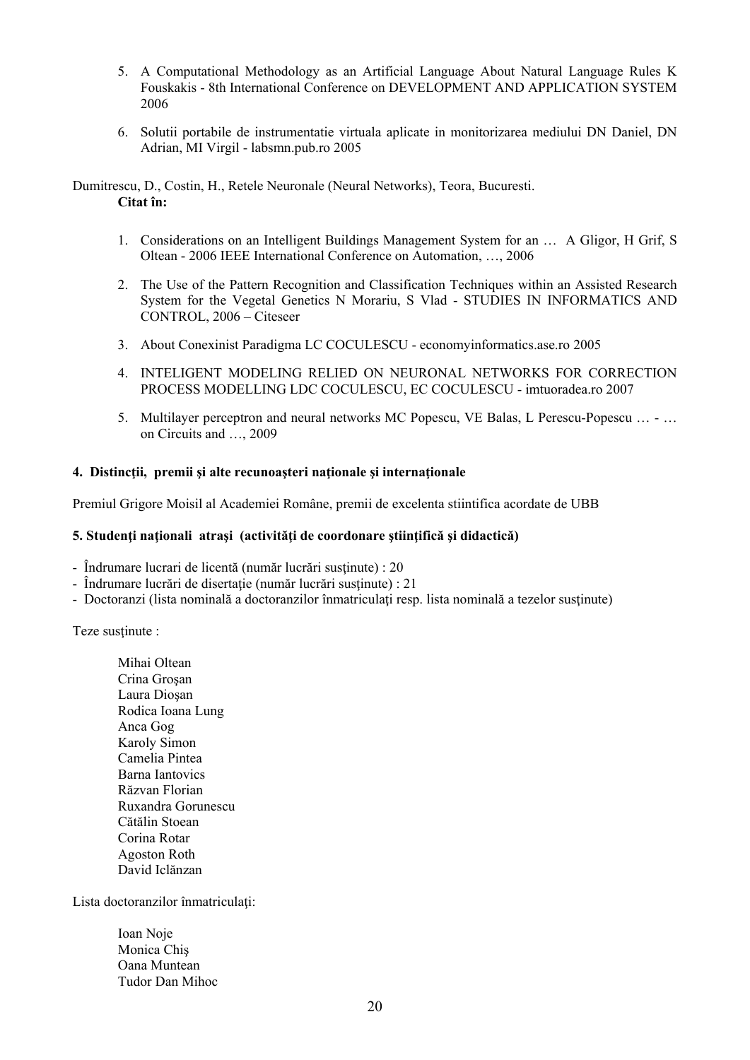5. A Computational Methodology as an Artificial Language About Natural Language Rules K Fouskakis - 8th International Conference on DEVELOPMENT AND APPLICATION SYSTEM 2006

6. Solutii portabile de instrumentatie virtuala aplicate in monitorizarea mediului DN Daniel, DN Adrian, MI Virgil - labsmn.pub.ro 2005

Dumitrescu, D., Costin, H., Retele Neuronale (Neural Networks), Teora, Bucuresti.
**Citat în:**

1. Considerations on an Intelligent Buildings Management System for an … A Gligor, H Grif, S Oltean - 2006 IEEE International Conference on Automation, …, 2006

2. The Use of the Pattern Recognition and Classification Techniques within an Assisted Research System for the Vegetal Genetics N Morariu, S Vlad - STUDIES IN INFORMATICS AND CONTROL, 2006 – Citeseer

3. About Conexinist Paradigma LC COCULESCU - economyinformatics.ase.ro 2005

4. INTELIGENT MODELING RELIED ON NEURONAL NETWORKS FOR CORRECTION PROCESS MODELLING LDC COCULESCU, EC COCULESCU - imtuoradea.ro 2007

5. Multilayer perceptron and neural networks MC Popescu, VE Balas, L Perescu-Popescu … - … on Circuits and …, 2009

### 4. Distincţii, premii şi alte recunoaşteri naţionale şi internaţionale

Premiul Grigore Moisil al Academiei Române, premii de excelenta stiintifica acordate de UBB

### 5. Studenţi naţionali atraşi (activităţi de coordonare ştiinţifică şi didactică)

- Îndrumare lucrari de licentă (număr lucrări susţinute) : 20
- Îndrumare lucrări de disertaţie (număr lucrări susţinute) : 21
- Doctoranzi (lista nominală a doctoranzilor înmatriculaţi resp. lista nominală a tezelor susţinute)

Teze susţinute :

Mihai Oltean
Crina Groşan
Laura Dioşan
Rodica Ioana Lung
Anca Gog
Karoly Simon
Camelia Pintea
Barna Iantovics
Răzvan Florian
Ruxandra Gorunescu
Cătălin Stoean
Corina Rotar
Agoston Roth
David Iclănzan

Lista doctoranzilor înmatriculaţi:

Ioan Noje
Monica Chiş
Oana Muntean
Tudor Dan Mihoc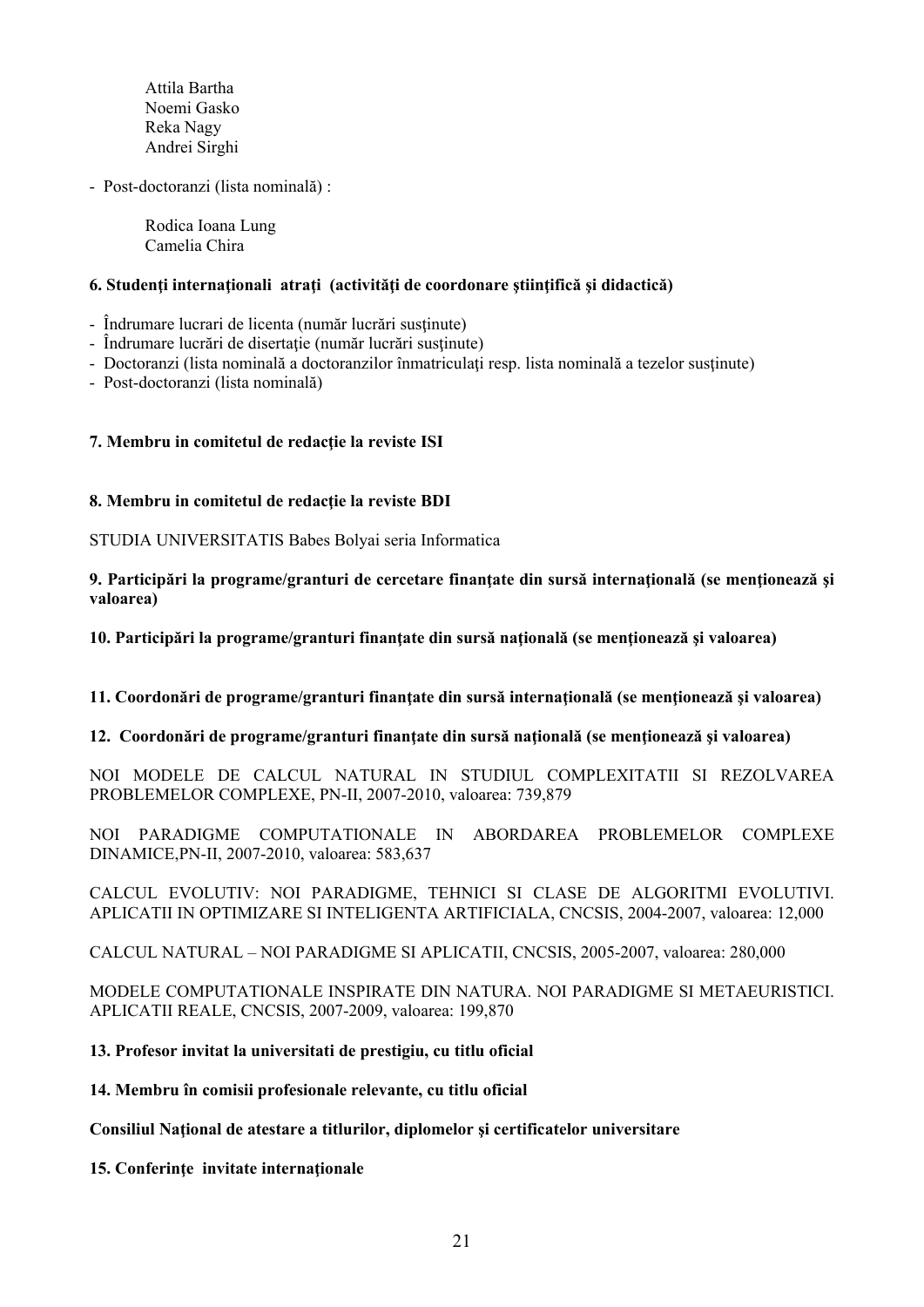Attila Bartha
Noemi Gasko
Reka Nagy
Andrei Sirghi

- Post-doctoranzi (lista nominală) :

Rodica Ioana Lung
Camelia Chira

**6. Studenţi internaţionali atraţi (activităţi de coordonare ştiinţifică şi didactică)**

- Îndrumare lucrari de licenta (număr lucrări susţinute)
- Îndrumare lucrări de disertaţie (număr lucrări susţinute)
- Doctoranzi (lista nominală a doctoranzilor înmatriculaţi resp. lista nominală a tezelor susţinute)
- Post-doctoranzi (lista nominală)

**7. Membru in comitetul de redacţie la reviste ISI**

**8. Membru in comitetul de redacţie la reviste BDI**

STUDIA UNIVERSITATIS Babes Bolyai seria Informatica

**9. Participări la programe/granturi de cercetare finanţate din sursă internaţională (se menţionează şi valoarea)**

**10. Participări la programe/granturi finanţate din sursă naţională (se menţionează şi valoarea)**

**11. Coordonări de programe/granturi finanţate din sursă internaţională (se menţionează şi valoarea)**

**12. Coordonări de programe/granturi finanţate din sursă naţională (se menţionează şi valoarea)**

NOI MODELE DE CALCUL NATURAL IN STUDIUL COMPLEXITATII SI REZOLVAREA PROBLEMELOR COMPLEXE, PN-II, 2007-2010, valoarea: 739,879

NOI PARADIGME COMPUTATIONALE IN ABORDAREA PROBLEMELOR COMPLEXE DINAMICE,PN-II, 2007-2010, valoarea: 583,637

CALCUL EVOLUTIV: NOI PARADIGME, TEHNICI SI CLASE DE ALGORITMI EVOLUTIVI. APLICATII IN OPTIMIZARE SI INTELIGENTA ARTIFICIALA, CNCSIS, 2004-2007, valoarea: 12,000

CALCUL NATURAL – NOI PARADIGME SI APLICATII, CNCSIS, 2005-2007, valoarea: 280,000

MODELE COMPUTATIONALE INSPIRATE DIN NATURA. NOI PARADIGME SI METAEURISTICI. APLICATII REALE, CNCSIS, 2007-2009, valoarea: 199,870

**13. Profesor invitat la universitati de prestigiu, cu titlu oficial**

**14. Membru în comisii profesionale relevante, cu titlu oficial**

**Consiliul Naţional de atestare a titlurilor, diplomelor şi certificatelor universitare**

**15. Conferinţe invitate internaţionale**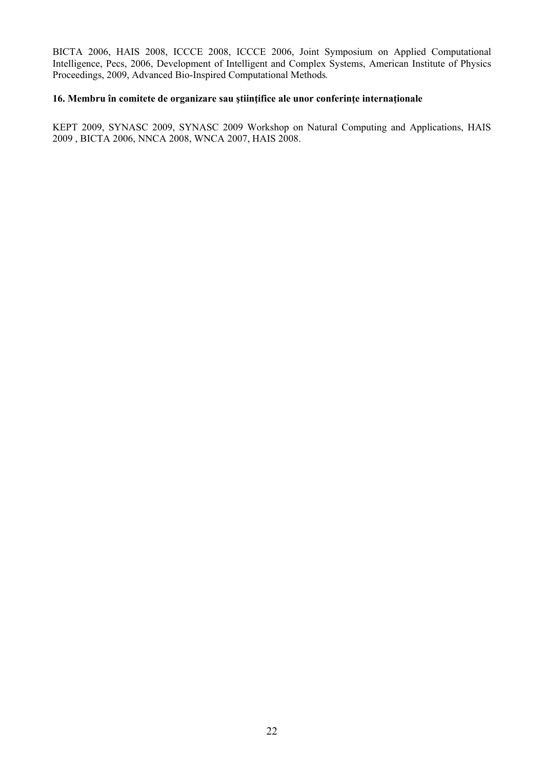BICTA 2006, HAIS 2008, ICCCE 2008, ICCCE 2006, Joint Symposium on Applied Computational Intelligence, Pecs, 2006, Development of Intelligent and Complex Systems, American Institute of Physics Proceedings, 2009, Advanced Bio-Inspired Computational Methods.

**16. Membru în comitete de organizare sau ştiinţifice ale unor conferinţe internaţionale**

KEPT 2009, SYNASC 2009, SYNASC 2009 Workshop on Natural Computing and Applications, HAIS 2009 , BICTA 2006, NNCA 2008, WNCA 2007, HAIS 2008.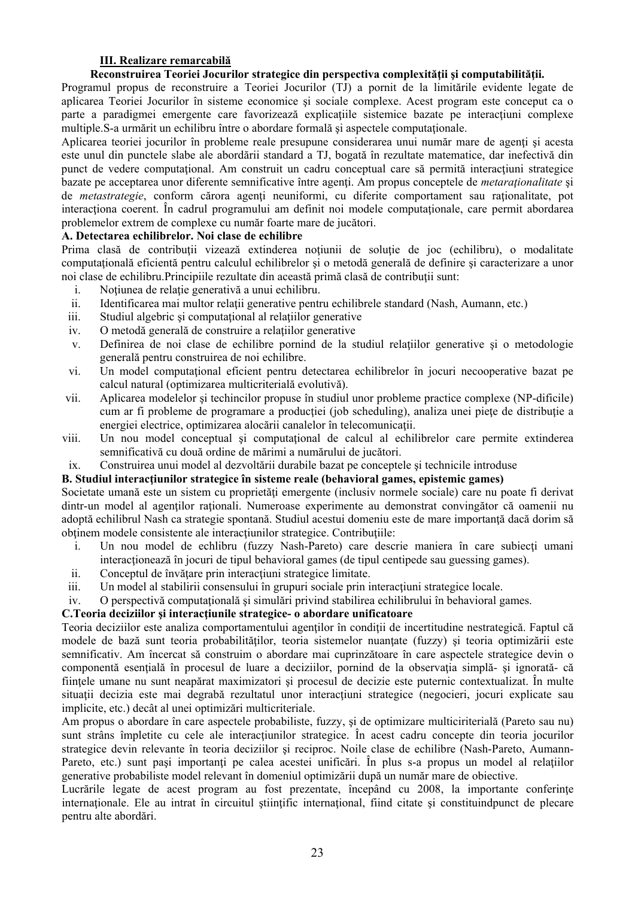### III. Realizare remarcabilă

**Reconstruirea Teoriei Jocurilor strategice din perspectiva complexităţii şi computabilităţii.**

Programul propus de reconstruire a Teoriei Jocurilor (TJ) a pornit de la limitările evidente legate de aplicarea Teoriei Jocurilor în sisteme economice şi sociale complexe. Acest program este conceput ca o parte a paradigmei emergente care favorizează explicaţiile sistemice bazate pe interacţiuni complexe multiple.S-a urmărit un echilibru între o abordare formală şi aspectele computaţionale.

Aplicarea teoriei jocurilor în probleme reale presupune considerarea unui număr mare de agenţi şi acesta este unul din punctele slabe ale abordării standard a TJ, bogată în rezultate matematice, dar inefectivă din punct de vedere computaţional. Am construit un cadru conceptual care să permită interacţiuni strategice bazate pe acceptarea unor diferente semnificative între agenţi. Am propus conceptele de *metaraţionalitate* şi de *metastrategie*, conform cărora agenţi neuniformi, cu diferite comportament sau raţionalitate, pot interacţiona coerent. În cadrul programului am definit noi modele computaţionale, care permit abordarea problemelor extrem de complexe cu număr foarte mare de jucători.

**A. Detectarea echilibrelor. Noi clase de echilibre**

Prima clasă de contribuţii vizează extinderea noţiunii de soluţie de joc (echilibru), o modalitate computaţională eficientă pentru calculul echilibrelor şi o metodă generală de definire şi caracterizare a unor noi clase de echilibru.Principiile rezultate din această primă clasă de contribuţii sunt:

i. Noţiunea de relaţie generativă a unui echilibru.
ii. Identificarea mai multor relaţii generative pentru echilibrele standard (Nash, Aumann, etc.)
iii. Studiul algebric şi computaţional al relaţiilor generative
iv. O metodă generală de construire a relaţiilor generative
v. Definirea de noi clase de echilibre pornind de la studiul relaţiilor generative şi o metodologie generală pentru construirea de noi echilibre.
vi. Un model computaţional eficient pentru detectarea echilibrelor în jocuri necooperative bazat pe calcul natural (optimizarea multicriterială evolutivă).
vii. Aplicarea modelelor şi techincilor propuse în studiul unor probleme practice complexe (NP-dificile) cum ar fi probleme de programare a producţiei (job scheduling), analiza unei pieţe de distribuţie a energiei electrice, optimizarea alocării canalelor în telecomunicaţii.
viii. Un nou model conceptual şi computaţional de calcul al echilibrelor care permite extinderea semnificativă cu două ordine de mărimi a numărului de jucători.
ix. Construirea unui model al dezvoltării durabile bazat pe conceptele şi technicile introduse

**B. Studiul interacţiunilor strategice în sisteme reale (behavioral games, epistemic games)**

Societate umană este un sistem cu proprietăţi emergente (inclusiv normele sociale) care nu poate fi derivat dintr-un model al agenţilor raţionali. Numeroase experimente au demonstrat convingător că oamenii nu adoptă echilibrul Nash ca strategie spontană. Studiul acestui domeniu este de mare importanţă dacă dorim să obţinem modele consistente ale interacţiunilor strategice. Contribuţiile:

i. Un nou model de echlibru (fuzzy Nash-Pareto) care descrie maniera în care subiecţi umani interacţionează în jocuri de tipul behavioral games (de tipul centipede sau guessing games).
ii. Conceptul de învăţare prin interacţiuni strategice limitate.
iii. Un model al stabilirii consensului în grupuri sociale prin interacţiuni strategice locale.
iv. O perspectivă computaţională şi simulări privind stabilirea echilibrului în behavioral games.

**C.Teoria deciziilor şi interacţiunile strategice- o abordare unificatoare**

Teoria deciziilor este analiza comportamentului agenţilor în condiţii de incertitudine nestrategică. Faptul că modele de bază sunt teoria probabilităţilor, teoria sistemelor nuanţate (fuzzy) şi teoria optimizării este semnificativ. Am încercat să construim o abordare mai cuprinzătoare în care aspectele strategice devin o componentă esenţială în procesul de luare a deciziilor, pornind de la observaţia simplă- şi ignorată- că fiinţele umane nu sunt neapărat maximizatori şi procesul de decizie este puternic contextualizat. În multe situaţii decizia este mai degrabă rezultatul unor interacţiuni strategice (negocieri, jocuri explicate sau implicite, etc.) decât al unei optimizări multicriteriale.

Am propus o abordare în care aspectele probabiliste, fuzzy, şi de optimizare multiciriterială (Pareto sau nu) sunt strâns împletite cu cele ale interacţiunilor strategice. În acest cadru concepte din teoria jocurilor strategice devin relevante în teoria deciziilor şi reciproc. Noile clase de echilibre (Nash-Pareto, Aumann-Pareto, etc.) sunt paşi importanţi pe calea acestei unificări. În plus s-a propus un model al relaţiilor generative probabiliste model relevant în domeniul optimizării după un număr mare de obiective.

Lucrările legate de acest program au fost prezentate, începând cu 2008, la importante conferinţe internaţionale. Ele au intrat în circuitul ştiinţific internaţional, fiind citate şi constituindpunct de plecare pentru alte abordări.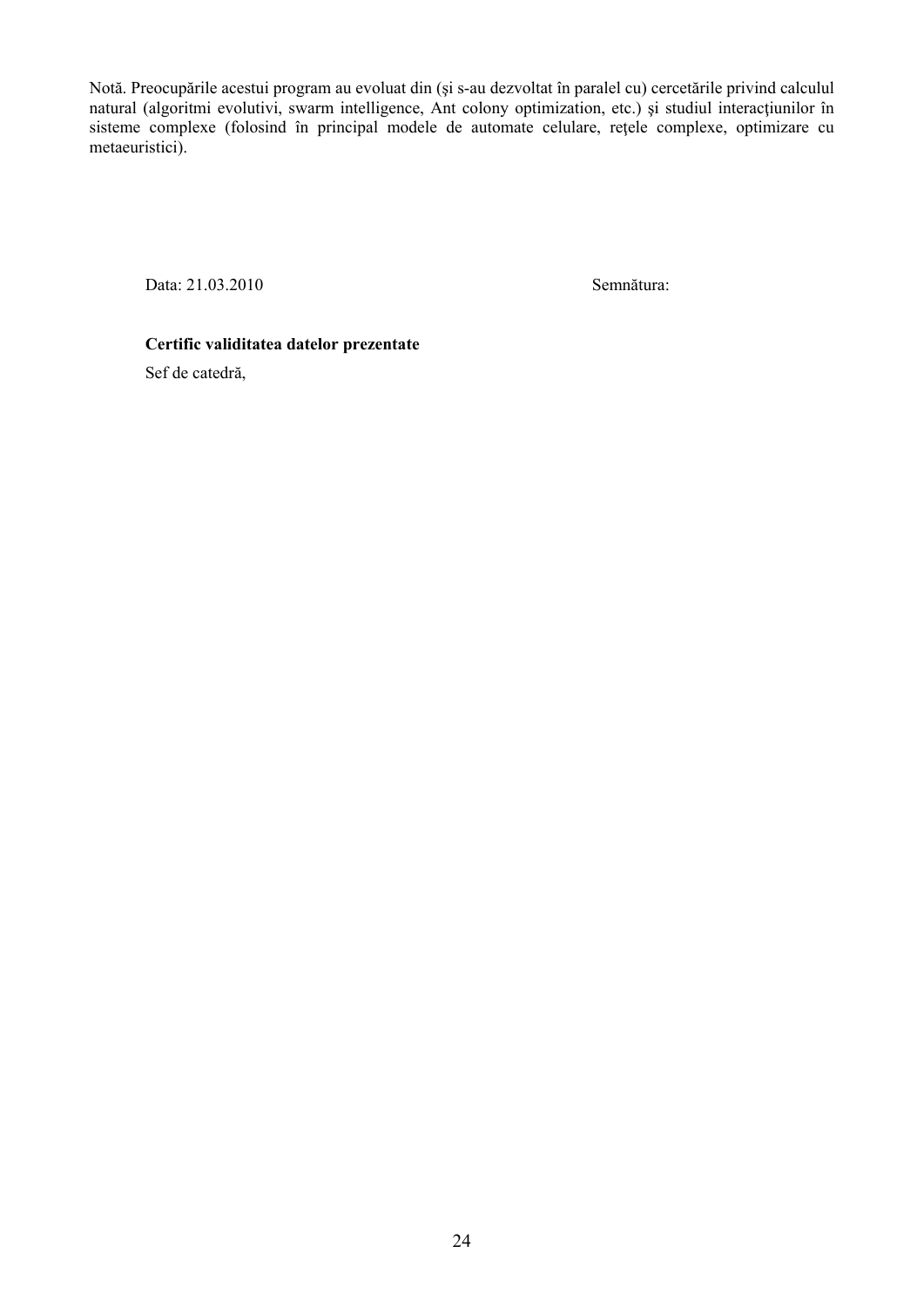Notă. Preocupările acestui program au evoluat din (şi s-au dezvoltat în paralel cu) cercetările privind calculul natural (algoritmi evolutivi, swarm intelligence, Ant colony optimization, etc.) şi studiul interacţiunilor în sisteme complexe (folosind în principal modele de automate celulare, reţele complexe, optimizare cu metaeuristici).

Data: 21.03.2010 Semnătura:

**Certific validitatea datelor prezentate**

Sef de catedră,